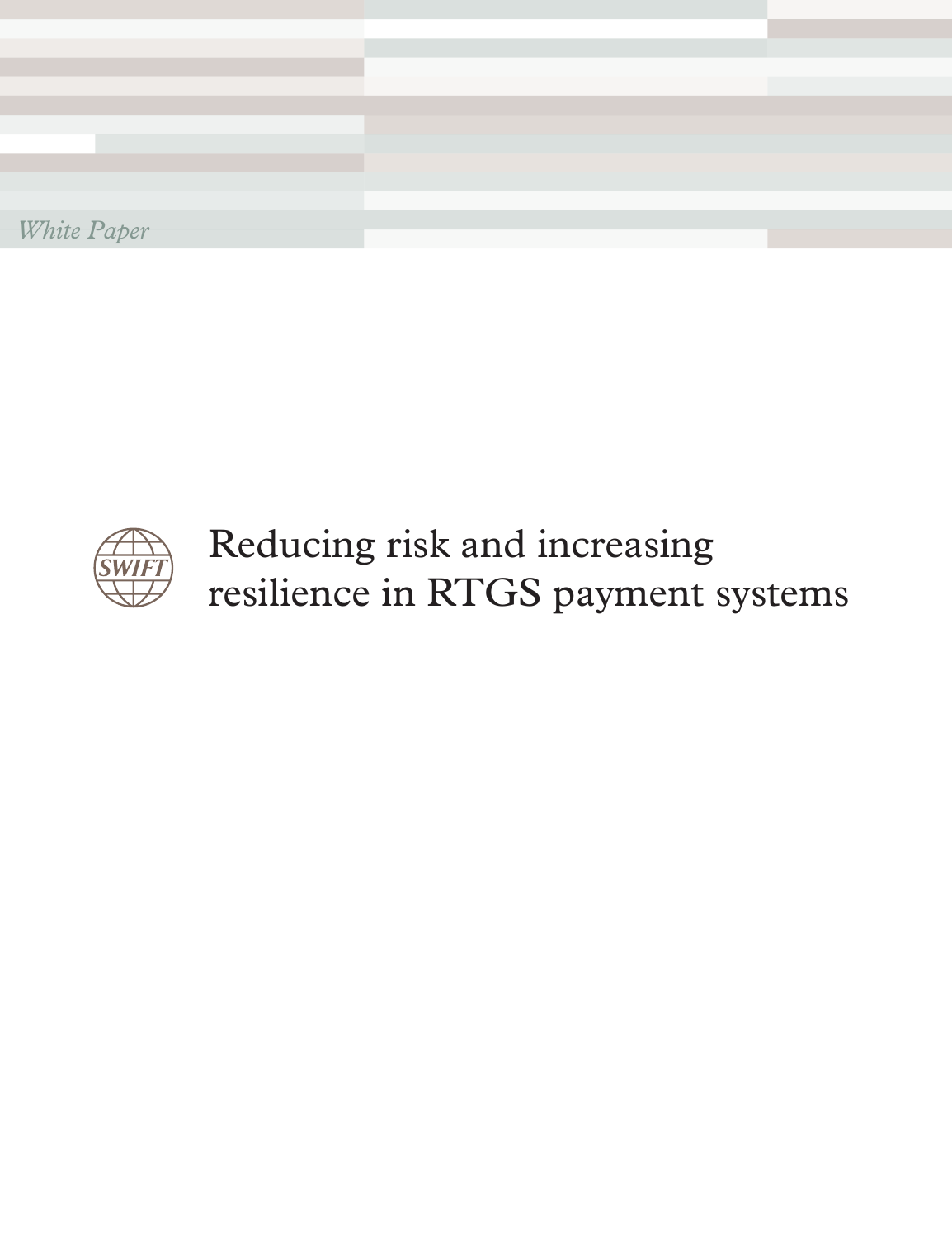*White Paper*

# Reducing risk and increasing resilience in RTGS payment systems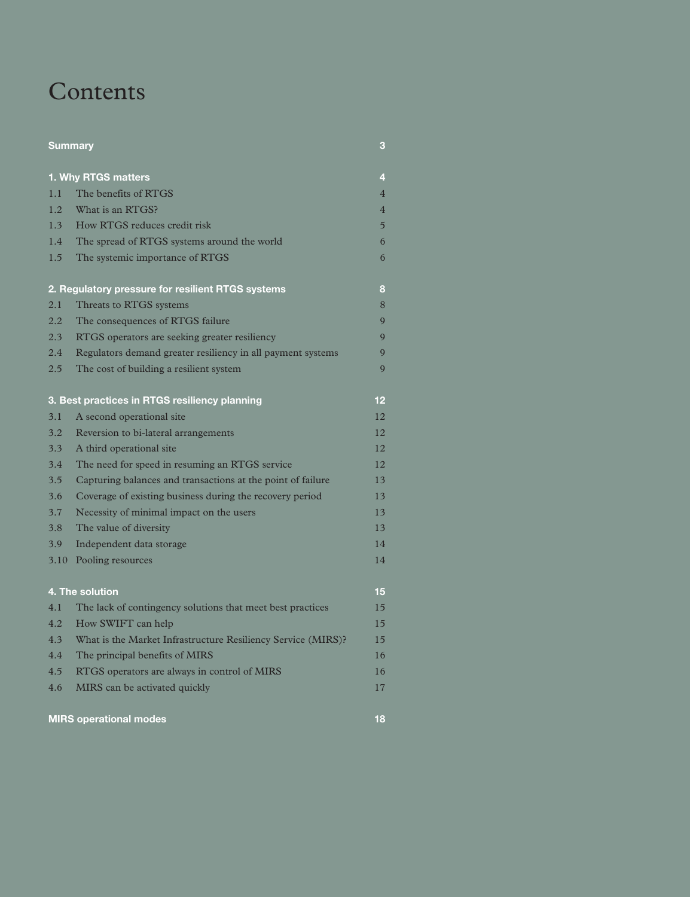# Contents

| | | |
|---|---|---|
| **Summary** | | **3** |
| **1. Why RTGS matters** | | **4** |
| 1.1 | The benefits of RTGS | 4 |
| 1.2 | What is an RTGS? | 4 |
| 1.3 | How RTGS reduces credit risk | 5 |
| 1.4 | The spread of RTGS systems around the world | 6 |
| 1.5 | The systemic importance of RTGS | 6 |
| **2. Regulatory pressure for resilient RTGS systems** | | **8** |
| 2.1 | Threats to RTGS systems | 8 |
| 2.2 | The consequences of RTGS failure | 9 |
| 2.3 | RTGS operators are seeking greater resiliency | 9 |
| 2.4 | Regulators demand greater resiliency in all payment systems | 9 |
| 2.5 | The cost of building a resilient system | 9 |
| **3. Best practices in RTGS resiliency planning** | | **12** |
| 3.1 | A second operational site | 12 |
| 3.2 | Reversion to bi-lateral arrangements | 12 |
| 3.3 | A third operational site | 12 |
| 3.4 | The need for speed in resuming an RTGS service | 12 |
| 3.5 | Capturing balances and transactions at the point of failure | 13 |
| 3.6 | Coverage of existing business during the recovery period | 13 |
| 3.7 | Necessity of minimal impact on the users | 13 |
| 3.8 | The value of diversity | 13 |
| 3.9 | Independent data storage | 14 |
| 3.10 | Pooling resources | 14 |
| **4. The solution** | | **15** |
| 4.1 | The lack of contingency solutions that meet best practices | 15 |
| 4.2 | How SWIFT can help | 15 |
| 4.3 | What is the Market Infrastructure Resiliency Service (MIRS)? | 15 |
| 4.4 | The principal benefits of MIRS | 16 |
| 4.5 | RTGS operators are always in control of MIRS | 16 |
| 4.6 | MIRS can be activated quickly | 17 |
| **MIRS operational modes** | | **18** |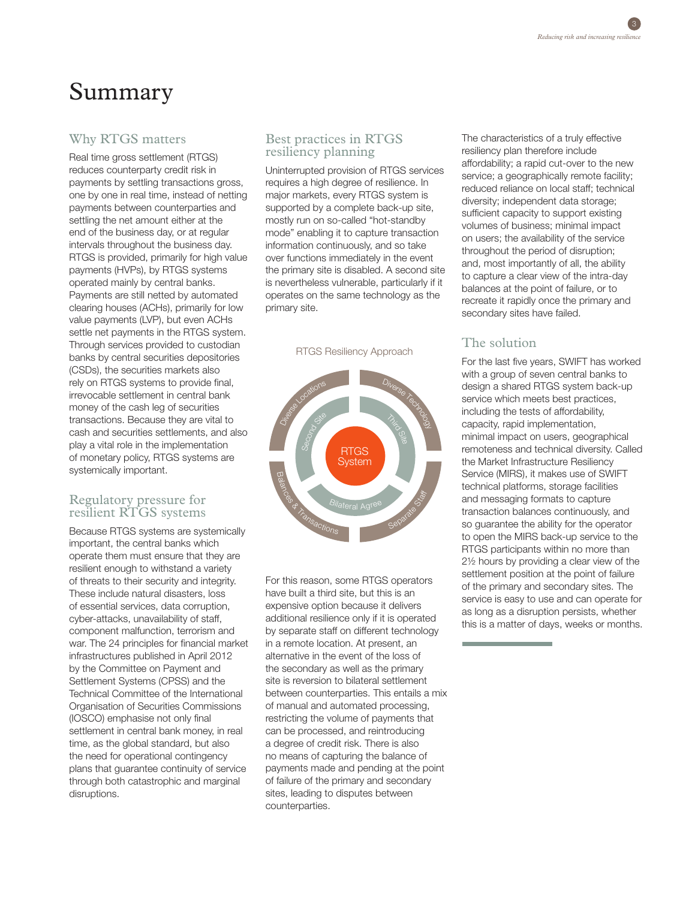# Summary

## Why RTGS matters

Real time gross settlement (RTGS) reduces counterparty credit risk in payments by settling transactions gross, one by one in real time, instead of netting payments between counterparties and settling the net amount either at the end of the business day, or at regular intervals throughout the business day. RTGS is provided, primarily for high value payments (HVPs), by RTGS systems operated mainly by central banks. Payments are still netted by automated clearing houses (ACHs), primarily for low value payments (LVP), but even ACHs settle net payments in the RTGS system. Through services provided to custodian banks by central securities depositories (CSDs), the securities markets also rely on RTGS systems to provide final, irrevocable settlement in central bank money of the cash leg of securities transactions. Because they are vital to cash and securities settlements, and also play a vital role in the implementation of monetary policy, RTGS systems are systemically important.

## Regulatory pressure for resilient RTGS systems

Because RTGS systems are systemically important, the central banks which operate them must ensure that they are resilient enough to withstand a variety of threats to their security and integrity. These include natural disasters, loss of essential services, data corruption, cyber-attacks, unavailability of staff, component malfunction, terrorism and war. The 24 principles for financial market infrastructures published in April 2012 by the Committee on Payment and Settlement Systems (CPSS) and the Technical Committee of the International Organisation of Securities Commissions (IOSCO) emphasise not only final settlement in central bank money, in real time, as the global standard, but also the need for operational contingency plans that guarantee continuity of service through both catastrophic and marginal disruptions.

## Best practices in RTGS resiliency planning

Uninterrupted provision of RTGS services requires a high degree of resilience. In major markets, every RTGS system is supported by a complete back-up site, mostly run on so-called "hot-standby mode" enabling it to capture transaction information continuously, and so take over functions immediately in the event the primary site is disabled. A second site is nevertheless vulnerable, particularly if it operates on the same technology as the primary site.

RTGS Resiliency Approach

For this reason, some RTGS operators have built a third site, but this is an expensive option because it delivers additional resilience only if it is operated by separate staff on different technology in a remote location. At present, an alternative in the event of the loss of the secondary as well as the primary site is reversion to bilateral settlement between counterparties. This entails a mix of manual and automated processing, restricting the volume of payments that can be processed, and reintroducing a degree of credit risk. There is also no means of capturing the balance of payments made and pending at the point of failure of the primary and secondary sites, leading to disputes between counterparties.

The characteristics of a truly effective resiliency plan therefore include affordability; a rapid cut-over to the new service; a geographically remote facility; reduced reliance on local staff; technical diversity; independent data storage; sufficient capacity to support existing volumes of business; minimal impact on users; the availability of the service throughout the period of disruption; and, most importantly of all, the ability to capture a clear view of the intra-day balances at the point of failure, or to recreate it rapidly once the primary and secondary sites have failed.

## The solution

For the last five years, SWIFT has worked with a group of seven central banks to design a shared RTGS system back-up service which meets best practices, including the tests of affordability, capacity, rapid implementation, minimal impact on users, geographical remoteness and technical diversity. Called the Market Infrastructure Resiliency Service (MIRS), it makes use of SWIFT technical platforms, storage facilities and messaging formats to capture transaction balances continuously, and so guarantee the ability for the operator to open the MIRS back-up service to the RTGS participants within no more than 2½ hours by providing a clear view of the settlement position at the point of failure of the primary and secondary sites. The service is easy to use and can operate for as long as a disruption persists, whether this is a matter of days, weeks or months.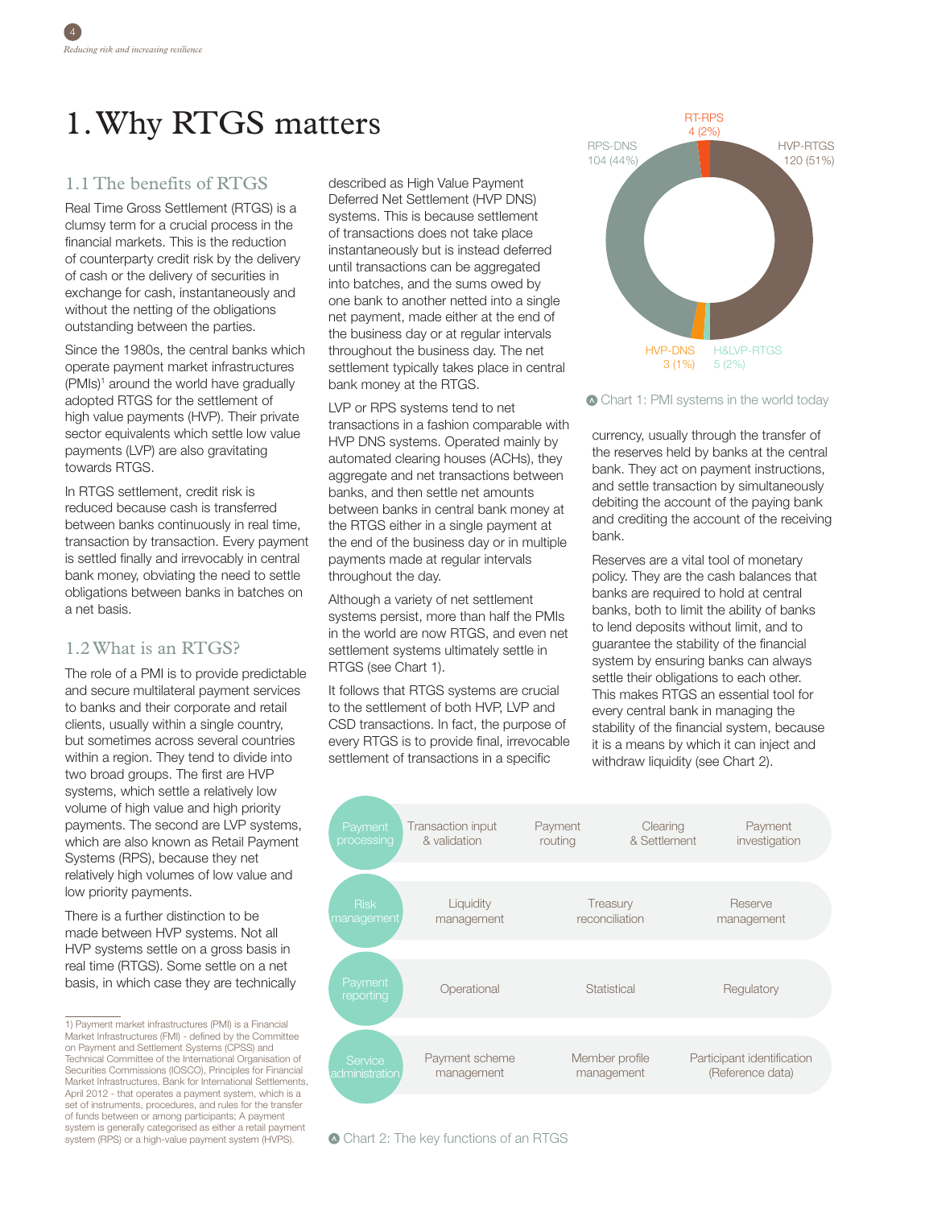# 1. Why RTGS matters

## 1.1 The benefits of RTGS

Real Time Gross Settlement (RTGS) is a clumsy term for a crucial process in the financial markets. This is the reduction of counterparty credit risk by the delivery of cash or the delivery of securities in exchange for cash, instantaneously and without the netting of the obligations outstanding between the parties.

Since the 1980s, the central banks which operate payment market infrastructures (PMIs)[1] around the world have gradually adopted RTGS for the settlement of high value payments (HVP). Their private sector equivalents which settle low value payments (LVP) are also gravitating towards RTGS.

In RTGS settlement, credit risk is reduced because cash is transferred between banks continuously in real time, transaction by transaction. Every payment is settled finally and irrevocably in central bank money, obviating the need to settle obligations between banks in batches on a net basis.

## 1.2 What is an RTGS?

The role of a PMI is to provide predictable and secure multilateral payment services to banks and their corporate and retail clients, usually within a single country, but sometimes across several countries within a region. They tend to divide into two broad groups. The first are HVP systems, which settle a relatively low volume of high value and high priority payments. The second are LVP systems, which are also known as Retail Payment Systems (RPS), because they net relatively high volumes of low value and low priority payments.

There is a further distinction to be made between HVP systems. Not all HVP systems settle on a gross basis in real time (RTGS). Some settle on a net basis, in which case they are technically described as High Value Payment Deferred Net Settlement (HVP DNS) systems. This is because settlement of transactions does not take place instantaneously but is instead deferred until transactions can be aggregated into batches, and the sums owed by one bank to another netted into a single net payment, made either at the end of the business day or at regular intervals throughout the business day. The net settlement typically takes place in central bank money at the RTGS.

LVP or RPS systems tend to net transactions in a fashion comparable with HVP DNS systems. Operated mainly by automated clearing houses (ACHs), they aggregate and net transactions between banks, and then settle net amounts between banks in central bank money at the RTGS either in a single payment at the end of the business day or in multiple payments made at regular intervals throughout the day.

Although a variety of net settlement systems persist, more than half the PMIs in the world are now RTGS, and even net settlement systems ultimately settle in RTGS (see Chart 1).

It follows that RTGS systems are crucial to the settlement of both HVP, LVP and CSD transactions. In fact, the purpose of every RTGS is to provide final, irrevocable settlement of transactions in a specific currency, usually through the transfer of the reserves held by banks at the central bank. They act on payment instructions, and settle transaction by simultaneously debiting the account of the paying bank and crediting the account of the receiving bank.

Reserves are a vital tool of monetary policy. They are the cash balances that banks are required to hold at central banks, both to limit the ability of banks to lend deposits without limit, and to guarantee the stability of the financial system by ensuring banks can always settle their obligations to each other. This makes RTGS an essential tool for every central bank in managing the stability of the financial system, because it is a means by which it can inject and withdraw liquidity (see Chart 2).

| PMI system | Number (%) |
|---|---|
| HVP-RTGS | 120 (51%) |
| RPS-DNS | 104 (44%) |
| H&LVP-RTGS | 5 (2%) |
| RT-RPS | 4 (2%) |
| HVP-DNS | 3 (1%) |

Chart 1: PMI systems in the world today

| Function | | | | |
|---|---|---|---|---|
| Payment processing | Transaction input & validation | Payment routing | Clearing & Settlement | Payment investigation |
| Risk management | Liquidity management | Treasury reconciliation | Reserve management | |
| Payment reporting | Operational | Statistical | Regulatory | |
| Service administration | Payment scheme management | Member profile management | Participant identification (Reference data) | |

Chart 2: The key functions of an RTGS

---

1) Payment market infrastructures (PMI) is a Financial Market Infrastructures (FMI) - defined by the Committee on Payment and Settlement Systems (CPSS) and Technical Committee of the International Organisation of Securities Commissions (IOSCO), Principles for Financial Market Infrastructures, Bank for International Settlements, April 2012 - that operates a payment system, which is a set of instruments, procedures, and rules for the transfer of funds between or among participants; A payment system is generally categorised as either a retail payment system (RPS) or a high-value payment system (HVPS).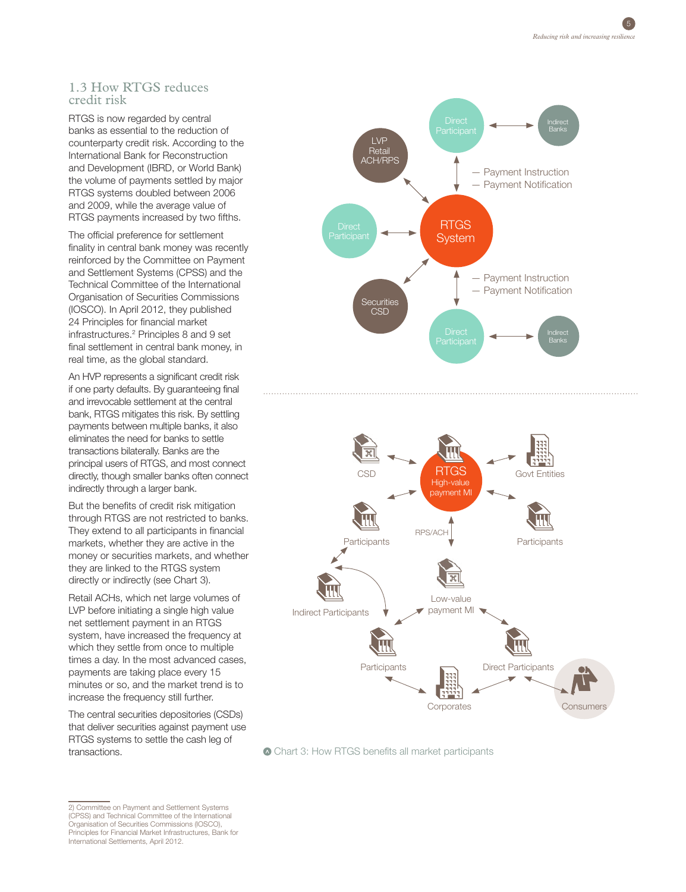## 1.3 How RTGS reduces credit risk

RTGS is now regarded by central banks as essential to the reduction of counterparty credit risk. According to the International Bank for Reconstruction and Development (IBRD, or World Bank) the volume of payments settled by major RTGS systems doubled between 2006 and 2009, while the average value of RTGS payments increased by two fifths.

The official preference for settlement finality in central bank money was recently reinforced by the Committee on Payment and Settlement Systems (CPSS) and the Technical Committee of the International Organisation of Securities Commissions (IOSCO). In April 2012, they published 24 Principles for financial market infrastructures.[2] Principles 8 and 9 set final settlement in central bank money, in real time, as the global standard.

An HVP represents a significant credit risk if one party defaults. By guaranteeing final and irrevocable settlement at the central bank, RTGS mitigates this risk. By settling payments between multiple banks, it also eliminates the need for banks to settle transactions bilaterally. Banks are the principal users of RTGS, and most connect directly, though smaller banks often connect indirectly through a larger bank.

But the benefits of credit risk mitigation through RTGS are not restricted to banks. They extend to all participants in financial markets, whether they are active in the money or securities markets, and whether they are linked to the RTGS system directly or indirectly (see Chart 3).

Retail ACHs, which net large volumes of LVP before initiating a single high value net settlement payment in an RTGS system, have increased the frequency at which they settle from once to multiple times a day. In the most advanced cases, payments are taking place every 15 minutes or so, and the market trend is to increase the frequency still further.

The central securities depositories (CSDs) that deliver securities against payment use RTGS systems to settle the cash leg of transactions.

Chart 3: How RTGS benefits all market participants

2) Committee on Payment and Settlement Systems (CPSS) and Technical Committee of the International Organisation of Securities Commissions (IOSCO), Principles for Financial Market Infrastructures, Bank for International Settlements, April 2012.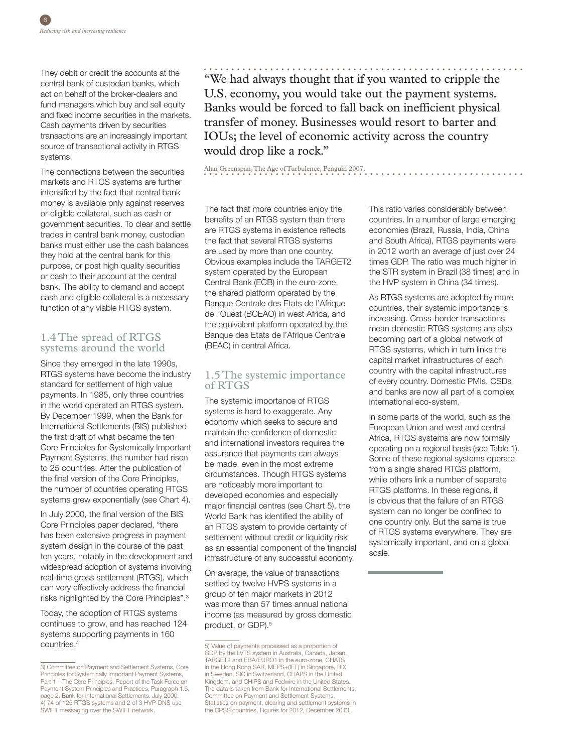They debit or credit the accounts at the central bank of custodian banks, which act on behalf of the broker-dealers and fund managers which buy and sell equity and fixed income securities in the markets. Cash payments driven by securities transactions are an increasingly important source of transactional activity in RTGS systems.

The connections between the securities markets and RTGS systems are further intensified by the fact that central bank money is available only against reserves or eligible collateral, such as cash or government securities. To clear and settle trades in central bank money, custodian banks must either use the cash balances they hold at the central bank for this purpose, or post high quality securities or cash to their account at the central bank. The ability to demand and accept cash and eligible collateral is a necessary function of any viable RTGS system.

## 1.4 The spread of RTGS systems around the world

Since they emerged in the late 1990s, RTGS systems have become the industry standard for settlement of high value payments. In 1985, only three countries in the world operated an RTGS system. By December 1999, when the Bank for International Settlements (BIS) published the first draft of what became the ten Core Principles for Systemically Important Payment Systems, the number had risen to 25 countries. After the publication of the final version of the Core Principles, the number of countries operating RTGS systems grew exponentially (see Chart 4).

In July 2000, the final version of the BIS Core Principles paper declared, "there has been extensive progress in payment system design in the course of the past ten years, notably in the development and widespread adoption of systems involving real-time gross settlement (RTGS), which can very effectively address the financial risks highlighted by the Core Principles".[3]

Today, the adoption of RTGS systems continues to grow, and has reached 124 systems supporting payments in 160 countries.[4]

> "We had always thought that if you wanted to cripple the U.S. economy, you would take out the payment systems. Banks would be forced to fall back on inefficient physical transfer of money. Businesses would resort to barter and IOUs; the level of economic activity across the country would drop like a rock."
>
> Alan Greenspan, The Age of Turbulence, Penguin 2007.

The fact that more countries enjoy the benefits of an RTGS system than there are RTGS systems in existence reflects the fact that several RTGS systems are used by more than one country. Obvious examples include the TARGET2 system operated by the European Central Bank (ECB) in the euro-zone, the shared platform operated by the Banque Centrale des Etats de l'Afrique de l'Ouest (BCEAO) in west Africa, and the equivalent platform operated by the Banque des Etats de l'Afrique Centrale (BEAC) in central Africa.

## 1.5 The systemic importance of RTGS

The systemic importance of RTGS systems is hard to exaggerate. Any economy which seeks to secure and maintain the confidence of domestic and international investors requires the assurance that payments can always be made, even in the most extreme circumstances. Though RTGS systems are noticeably more important to developed economies and especially major financial centres (see Chart 5), the World Bank has identified the ability of an RTGS system to provide certainty of settlement without credit or liquidity risk as an essential component of the financial infrastructure of any successful economy.

On average, the value of transactions settled by twelve HVPS systems in a group of ten major markets in 2012 was more than 57 times annual national income (as measured by gross domestic product, or GDP).[5]

This ratio varies considerably between countries. In a number of large emerging economies (Brazil, Russia, India, China and South Africa), RTGS payments were in 2012 worth an average of just over 24 times GDP. The ratio was much higher in the STR system in Brazil (38 times) and in the HVP system in China (34 times).

As RTGS systems are adopted by more countries, their systemic importance is increasing. Cross-border transactions mean domestic RTGS systems are also becoming part of a global network of RTGS systems, which in turn links the capital market infrastructures of each country with the capital infrastructures of every country. Domestic PMIs, CSDs and banks are now all part of a complex international eco-system.

In some parts of the world, such as the European Union and west and central Africa, RTGS systems are now formally operating on a regional basis (see Table 1). Some of these regional systems operate from a single shared RTGS platform, while others link a number of separate RTGS platforms. In these regions, it is obvious that the failure of an RTGS system can no longer be confined to one country only. But the same is true of RTGS systems everywhere. They are systemically important, and on a global scale.

---

3) Committee on Payment and Settlement Systems, Core Principles for Systemically Important Payment Systems, Part 1 – The Core Principles, Report of the Task Force on Payment System Principles and Practices, Paragraph 1.6, page 2, Bank for International Settlements, July 2000.

4) 74 of 125 RTGS systems and 2 of 3 HVP-DNS use SWIFT messaging over the SWIFT network.

5) Value of payments processed as a proportion of GDP by the LVTS system in Australia, Canada, Japan, TARGET2 and EBA/EURO1 in the euro-zone, CHATS in the Hong Kong SAR, MEPS+(IFT) in Singapore, RIX in Sweden, SIC in Switzerland, CHAPS in the United Kingdom, and CHIPS and Fedwire in the United States. The data is taken from Bank for International Settlements, Committee on Payment and Settlement Systems, Statistics on payment, clearing and settlement systems in the CPSS countries, Figures for 2012, December 2013.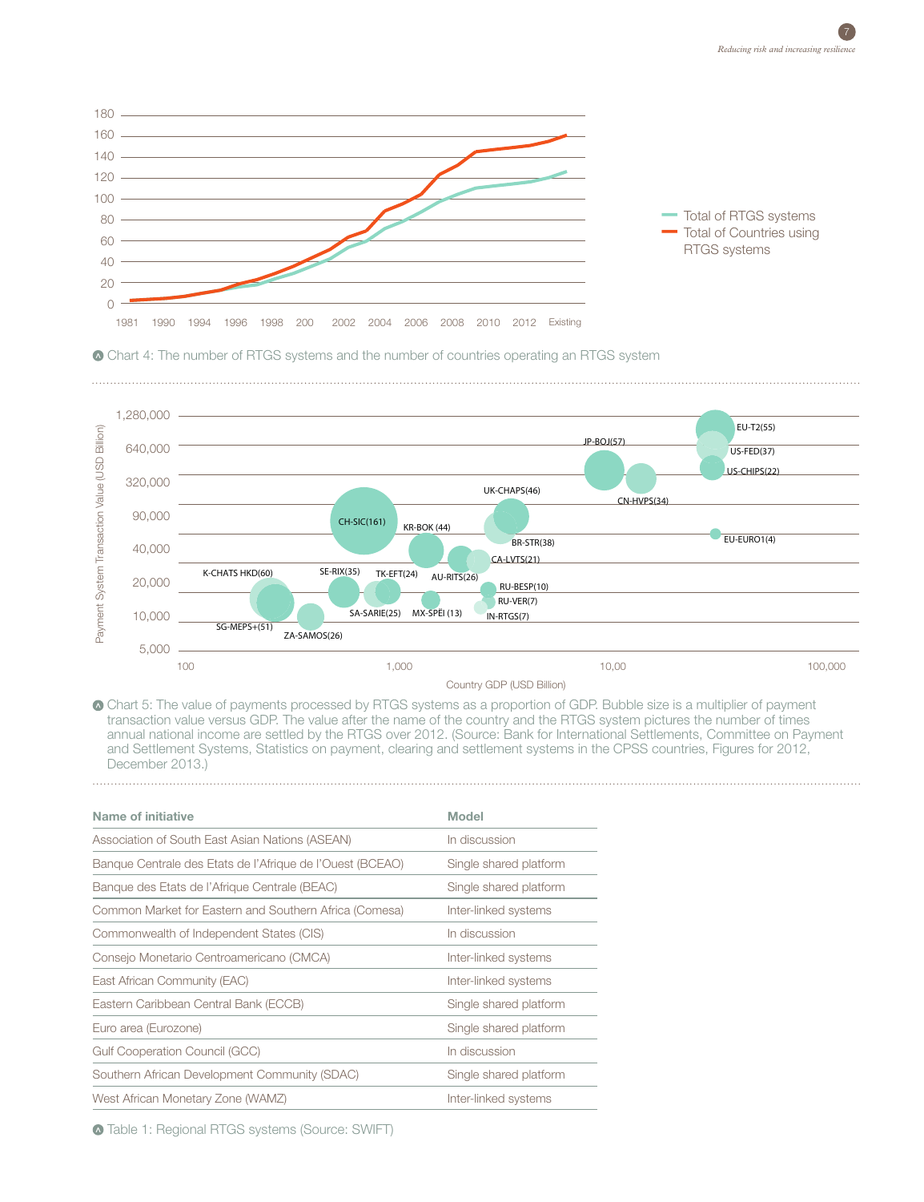Chart 4: The number of RTGS systems and the number of countries operating an RTGS system

Chart 5: The value of payments processed by RTGS systems as a proportion of GDP. Bubble size is a multiplier of payment transaction value versus GDP. The value after the name of the country and the RTGS system pictures the number of times annual national income are settled by the RTGS over 2012. (Source: Bank for International Settlements, Committee on Payment and Settlement Systems, Statistics on payment, clearing and settlement systems in the CPSS countries, Figures for 2012, December 2013.)

| Name of initiative | Model |
|---|---|
| Association of South East Asian Nations (ASEAN) | In discussion |
| Banque Centrale des Etats de l'Afrique de l'Ouest (BCEAO) | Single shared platform |
| Banque des Etats de l'Afrique Centrale (BEAC) | Single shared platform |
| Common Market for Eastern and Southern Africa (Comesa) | Inter-linked systems |
| Commonwealth of Independent States (CIS) | In discussion |
| Consejo Monetario Centroamericano (CMCA) | Inter-linked systems |
| East African Community (EAC) | Inter-linked systems |
| Eastern Caribbean Central Bank (ECCB) | Single shared platform |
| Euro area (Eurozone) | Single shared platform |
| Gulf Cooperation Council (GCC) | In discussion |
| Southern African Development Community (SDAC) | Single shared platform |
| West African Monetary Zone (WAMZ) | Inter-linked systems |

Table 1: Regional RTGS systems (Source: SWIFT)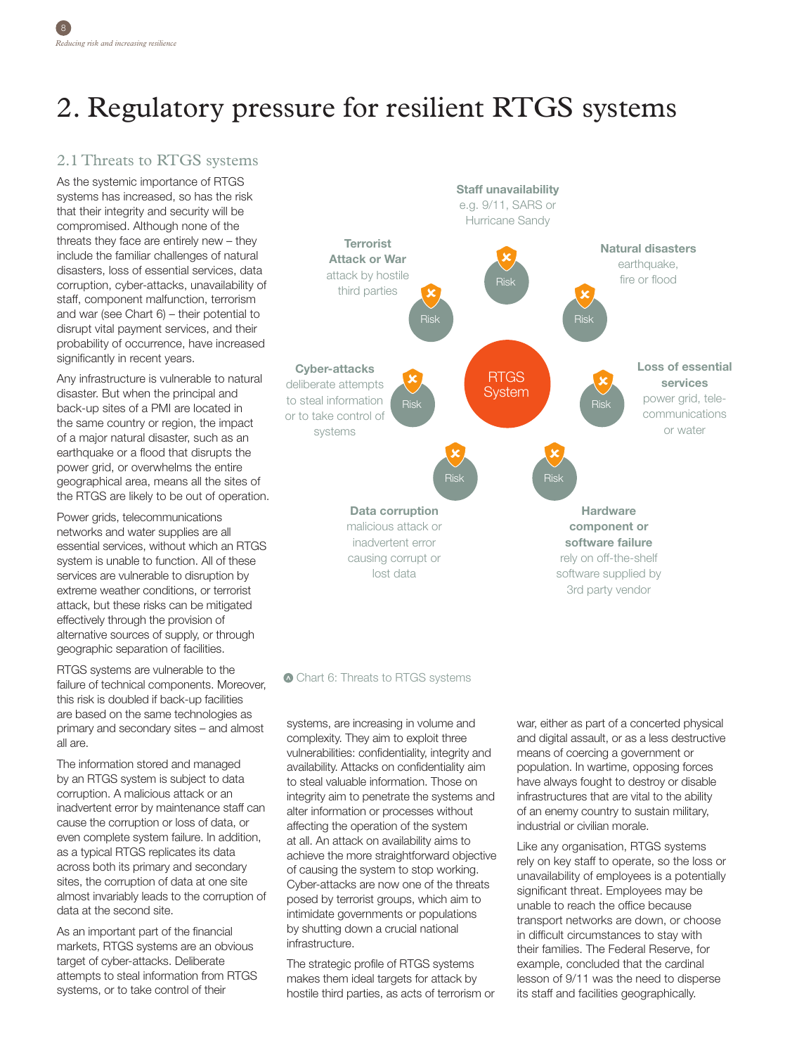# 2. Regulatory pressure for resilient RTGS systems

## 2.1 Threats to RTGS systems

As the systemic importance of RTGS systems has increased, so has the risk that their integrity and security will be compromised. Although none of the threats they face are entirely new – they include the familiar challenges of natural disasters, loss of essential services, data corruption, cyber-attacks, unavailability of staff, component malfunction, terrorism and war (see Chart 6) – their potential to disrupt vital payment services, and their probability of occurrence, have increased significantly in recent years.

Any infrastructure is vulnerable to natural disaster. But when the principal and back-up sites of a PMI are located in the same country or region, the impact of a major natural disaster, such as an earthquake or a flood that disrupts the power grid, or overwhelms the entire geographical area, means all the sites of the RTGS are likely to be out of operation.

Power grids, telecommunications networks and water supplies are all essential services, without which an RTGS system is unable to function. All of these services are vulnerable to disruption by extreme weather conditions, or terrorist attack, but these risks can be mitigated effectively through the provision of alternative sources of supply, or through geographic separation of facilities.

RTGS systems are vulnerable to the failure of technical components. Moreover, this risk is doubled if back-up facilities are based on the same technologies as primary and secondary sites – and almost all are.

The information stored and managed by an RTGS system is subject to data corruption. A malicious attack or an inadvertent error by maintenance staff can cause the corruption or loss of data, or even complete system failure. In addition, as a typical RTGS replicates its data across both its primary and secondary sites, the corruption of data at one site almost invariably leads to the corruption of data at the second site.

As an important part of the financial markets, RTGS systems are an obvious target of cyber-attacks. Deliberate attempts to steal information from RTGS systems, or to take control of their systems, are increasing in volume and complexity. They aim to exploit three vulnerabilities: confidentiality, integrity and availability. Attacks on confidentiality aim to steal valuable information. Those on integrity aim to penetrate the systems and alter information or processes without affecting the operation of the system at all. An attack on availability aims to achieve the more straightforward objective of causing the system to stop working. Cyber-attacks are now one of the threats posed by terrorist groups, which aim to intimidate governments or populations by shutting down a crucial national infrastructure.

The strategic profile of RTGS systems makes them ideal targets for attack by hostile third parties, as acts of terrorism or war, either as part of a concerted physical and digital assault, or as a less destructive means of coercing a government or population. In wartime, opposing forces have always fought to destroy or disable infrastructures that are vital to the ability of an enemy country to sustain military, industrial or civilian morale.

Like any organisation, RTGS systems rely on key staff to operate, so the loss or unavailability of employees is a potentially significant threat. Employees may be unable to reach the office because transport networks are down, or choose in difficult circumstances to stay with their families. The Federal Reserve, for example, concluded that the cardinal lesson of 9/11 was the need to disperse its staff and facilities geographically.

RTGS System

- **Staff unavailability** e.g. 9/11, SARS or Hurricane Sandy — Risk
- **Natural disasters** earthquake, fire or flood — Risk
- **Loss of essential services** power grid, telecommunications or water — Risk
- **Hardware component or software failure** rely on off-the-shelf software supplied by 3rd party vendor — Risk
- **Data corruption** malicious attack or inadvertent error causing corrupt or lost data — Risk
- **Cyber-attacks** deliberate attempts to steal information or to take control of systems — Risk
- **Terrorist Attack or War** attack by hostile third parties — Risk

Chart 6: Threats to RTGS systems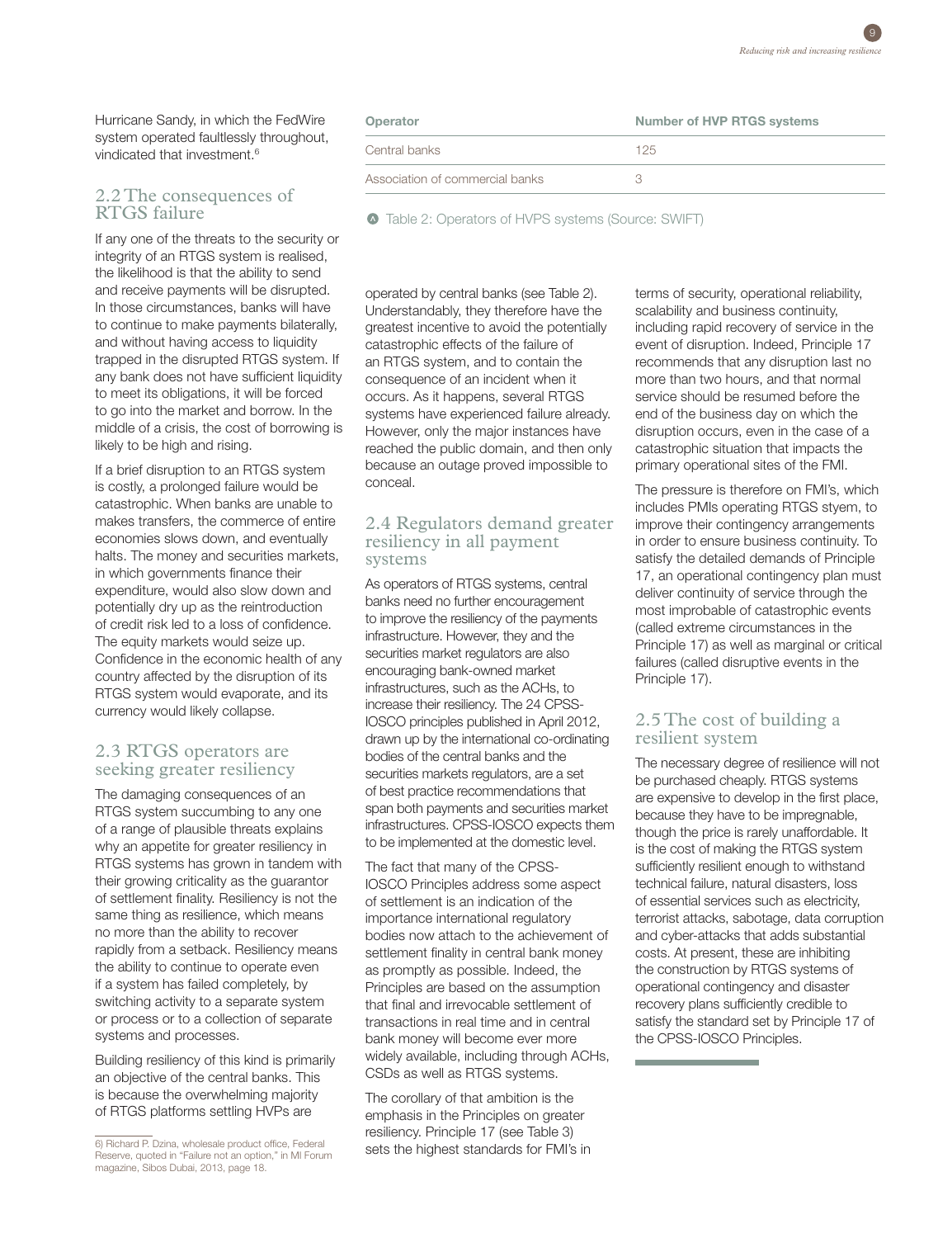Hurricane Sandy, in which the FedWire system operated faultlessly throughout, vindicated that investment.[6]

## 2.2 The consequences of RTGS failure

If any one of the threats to the security or integrity of an RTGS system is realised, the likelihood is that the ability to send and receive payments will be disrupted. In those circumstances, banks will have to continue to make payments bilaterally, and without having access to liquidity trapped in the disrupted RTGS system. If any bank does not have sufficient liquidity to meet its obligations, it will be forced to go into the market and borrow. In the middle of a crisis, the cost of borrowing is likely to be high and rising.

If a brief disruption to an RTGS system is costly, a prolonged failure would be catastrophic. When banks are unable to makes transfers, the commerce of entire economies slows down, and eventually halts. The money and securities markets, in which governments finance their expenditure, would also slow down and potentially dry up as the reintroduction of credit risk led to a loss of confidence. The equity markets would seize up. Confidence in the economic health of any country affected by the disruption of its RTGS system would evaporate, and its currency would likely collapse.

## 2.3 RTGS operators are seeking greater resiliency

The damaging consequences of an RTGS system succumbing to any one of a range of plausible threats explains why an appetite for greater resiliency in RTGS systems has grown in tandem with their growing criticality as the guarantor of settlement finality. Resiliency is not the same thing as resilience, which means no more than the ability to recover rapidly from a setback. Resiliency means the ability to continue to operate even if a system has failed completely, by switching activity to a separate system or process or to a collection of separate systems and processes.

Building resiliency of this kind is primarily an objective of the central banks. This is because the overwhelming majority of RTGS platforms settling HVPs are operated by central banks (see Table 2). Understandably, they therefore have the greatest incentive to avoid the potentially catastrophic effects of the failure of an RTGS system, and to contain the consequence of an incident when it occurs. As it happens, several RTGS systems have experienced failure already. However, only the major instances have reached the public domain, and then only because an outage proved impossible to conceal.

| Operator | Number of HVP RTGS systems |
|---|---|
| Central banks | 125 |
| Association of commercial banks | 3 |

Table 2: Operators of HVPS systems (Source: SWIFT)

## 2.4 Regulators demand greater resiliency in all payment systems

As operators of RTGS systems, central banks need no further encouragement to improve the resiliency of the payments infrastructure. However, they and the securities market regulators are also encouraging bank-owned market infrastructures, such as the ACHs, to increase their resiliency. The 24 CPSS-IOSCO principles published in April 2012, drawn up by the international co-ordinating bodies of the central banks and the securities markets regulators, are a set of best practice recommendations that span both payments and securities market infrastructures. CPSS-IOSCO expects them to be implemented at the domestic level.

The fact that many of the CPSS-IOSCO Principles address some aspect of settlement is an indication of the importance international regulatory bodies now attach to the achievement of settlement finality in central bank money as promptly as possible. Indeed, the Principles are based on the assumption that final and irrevocable settlement of transactions in real time and in central bank money will become ever more widely available, including through ACHs, CSDs as well as RTGS systems.

The corollary of that ambition is the emphasis in the Principles on greater resiliency. Principle 17 (see Table 3) sets the highest standards for FMI's in terms of security, operational reliability, scalability and business continuity, including rapid recovery of service in the event of disruption. Indeed, Principle 17 recommends that any disruption last no more than two hours, and that normal service should be resumed before the end of the business day on which the disruption occurs, even in the case of a catastrophic situation that impacts the primary operational sites of the FMI.

The pressure is therefore on FMI's, which includes PMIs operating RTGS styem, to improve their contingency arrangements in order to ensure business continuity. To satisfy the detailed demands of Principle 17, an operational contingency plan must deliver continuity of service through the most improbable of catastrophic events (called extreme circumstances in the Principle 17) as well as marginal or critical failures (called disruptive events in the Principle 17).

## 2.5 The cost of building a resilient system

The necessary degree of resilience will not be purchased cheaply. RTGS systems are expensive to develop in the first place, because they have to be impregnable, though the price is rarely unaffordable. It is the cost of making the RTGS system sufficiently resilient enough to withstand technical failure, natural disasters, loss of essential services such as electricity, terrorist attacks, sabotage, data corruption and cyber-attacks that adds substantial costs. At present, these are inhibiting the construction by RTGS systems of operational contingency and disaster recovery plans sufficiently credible to satisfy the standard set by Principle 17 of the CPSS-IOSCO Principles.

---

6) Richard P. Dzina, wholesale product office, Federal Reserve, quoted in "Failure not an option," in MI Forum magazine, Sibos Dubai, 2013, page 18.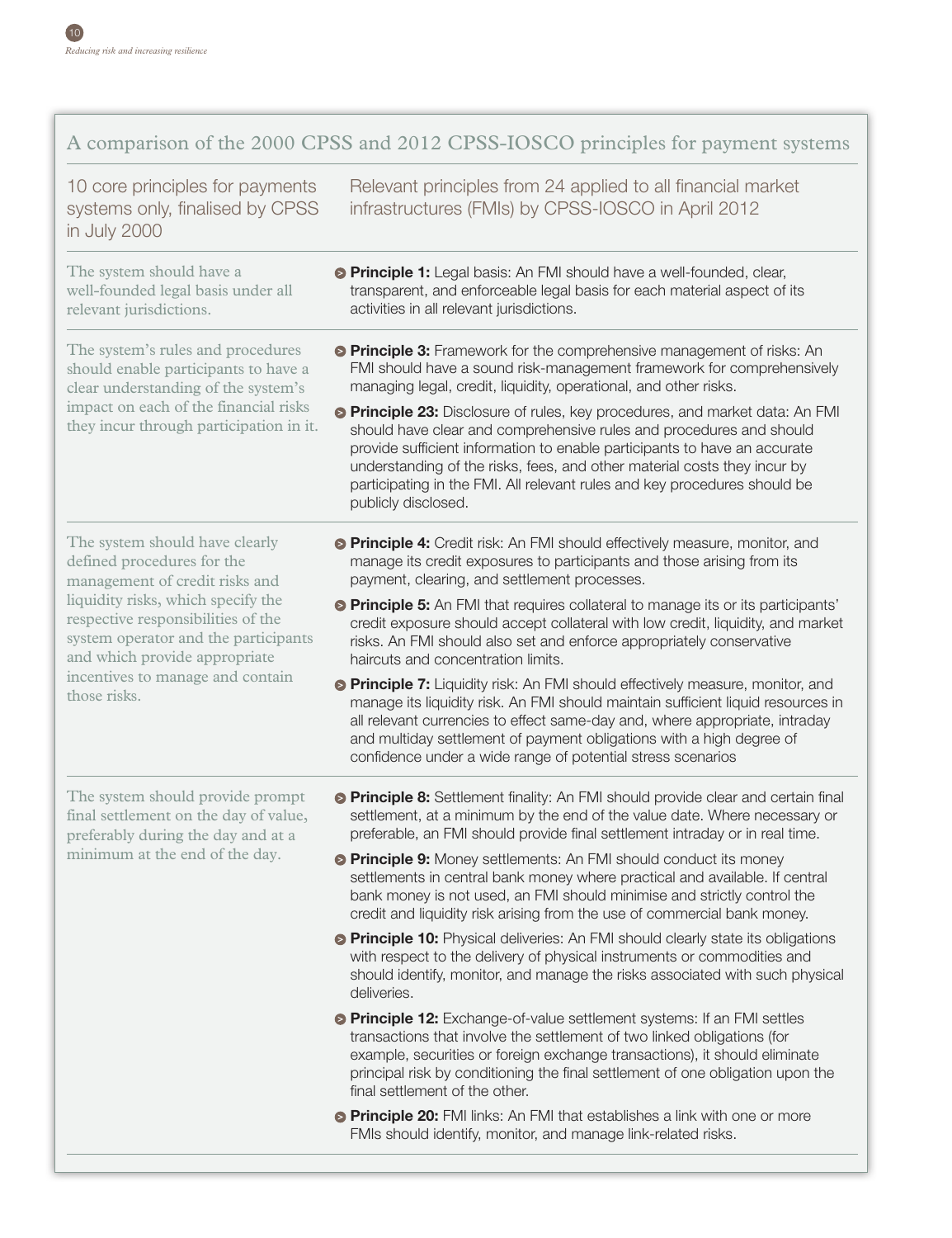## A comparison of the 2000 CPSS and 2012 CPSS-IOSCO principles for payment systems

| 10 core principles for payments systems only, finalised by CPSS in July 2000 | Relevant principles from 24 applied to all financial market infrastructures (FMIs) by CPSS-IOSCO in April 2012 |
| --- | --- |
| The system should have a well-founded legal basis under all relevant jurisdictions. | **Principle 1:** Legal basis: An FMI should have a well-founded, clear, transparent, and enforceable legal basis for each material aspect of its activities in all relevant jurisdictions. |
| The system's rules and procedures should enable participants to have a clear understanding of the system's impact on each of the financial risks they incur through participation in it. | **Principle 3:** Framework for the comprehensive management of risks: An FMI should have a sound risk-management framework for comprehensively managing legal, credit, liquidity, operational, and other risks.<br><br>**Principle 23:** Disclosure of rules, key procedures, and market data: An FMI should have clear and comprehensive rules and procedures and should provide sufficient information to enable participants to have an accurate understanding of the risks, fees, and other material costs they incur by participating in the FMI. All relevant rules and key procedures should be publicly disclosed. |
| The system should have clearly defined procedures for the management of credit risks and liquidity risks, which specify the respective responsibilities of the system operator and the participants and which provide appropriate incentives to manage and contain those risks. | **Principle 4:** Credit risk: An FMI should effectively measure, monitor, and manage its credit exposures to participants and those arising from its payment, clearing, and settlement processes.<br><br>**Principle 5:** An FMI that requires collateral to manage its or its participants' credit exposure should accept collateral with low credit, liquidity, and market risks. An FMI should also set and enforce appropriately conservative haircuts and concentration limits.<br><br>**Principle 7:** Liquidity risk: An FMI should effectively measure, monitor, and manage its liquidity risk. An FMI should maintain sufficient liquid resources in all relevant currencies to effect same-day and, where appropriate, intraday and multiday settlement of payment obligations with a high degree of confidence under a wide range of potential stress scenarios |
| The system should provide prompt final settlement on the day of value, preferably during the day and at a minimum at the end of the day. | **Principle 8:** Settlement finality: An FMI should provide clear and certain final settlement, at a minimum by the end of the value date. Where necessary or preferable, an FMI should provide final settlement intraday or in real time.<br><br>**Principle 9:** Money settlements: An FMI should conduct its money settlements in central bank money where practical and available. If central bank money is not used, an FMI should minimise and strictly control the credit and liquidity risk arising from the use of commercial bank money.<br><br>**Principle 10:** Physical deliveries: An FMI should clearly state its obligations with respect to the delivery of physical instruments or commodities and should identify, monitor, and manage the risks associated with such physical deliveries.<br><br>**Principle 12:** Exchange-of-value settlement systems: If an FMI settles transactions that involve the settlement of two linked obligations (for example, securities or foreign exchange transactions), it should eliminate principal risk by conditioning the final settlement of one obligation upon the final settlement of the other.<br><br>**Principle 20:** FMI links: An FMI that establishes a link with one or more FMIs should identify, monitor, and manage link-related risks. |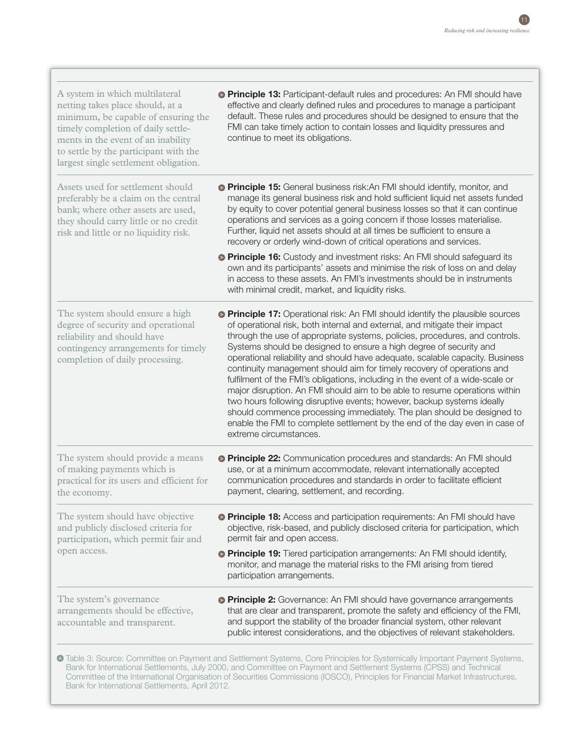| | |
|---|---|
| A system in which multilateral netting takes place should, at a minimum, be capable of ensuring the timely completion of daily settlements in the event of an inability to settle by the participant with the largest single settlement obligation. | **Principle 13:** Participant-default rules and procedures: An FMI should have effective and clearly defined rules and procedures to manage a participant default. These rules and procedures should be designed to ensure that the FMI can take timely action to contain losses and liquidity pressures and continue to meet its obligations. |
| Assets used for settlement should preferably be a claim on the central bank; where other assets are used, they should carry little or no credit risk and little or no liquidity risk. | **Principle 15:** General business risk:An FMI should identify, monitor, and manage its general business risk and hold sufficient liquid net assets funded by equity to cover potential general business losses so that it can continue operations and services as a going concern if those losses materialise. Further, liquid net assets should at all times be sufficient to ensure a recovery or orderly wind-down of critical operations and services.<br><br>**Principle 16:** Custody and investment risks: An FMI should safeguard its own and its participants' assets and minimise the risk of loss on and delay in access to these assets. An FMI's investments should be in instruments with minimal credit, market, and liquidity risks. |
| The system should ensure a high degree of security and operational reliability and should have contingency arrangements for timely completion of daily processing. | **Principle 17:** Operational risk: An FMI should identify the plausible sources of operational risk, both internal and external, and mitigate their impact through the use of appropriate systems, policies, procedures, and controls. Systems should be designed to ensure a high degree of security and operational reliability and should have adequate, scalable capacity. Business continuity management should aim for timely recovery of operations and fulfilment of the FMI's obligations, including in the event of a wide-scale or major disruption. An FMI should aim to be able to resume operations within two hours following disruptive events; however, backup systems ideally should commence processing immediately. The plan should be designed to enable the FMI to complete settlement by the end of the day even in case of extreme circumstances. |
| The system should provide a means of making payments which is practical for its users and efficient for the economy. | **Principle 22:** Communication procedures and standards: An FMI should use, or at a minimum accommodate, relevant internationally accepted communication procedures and standards in order to facilitate efficient payment, clearing, settlement, and recording. |
| The system should have objective and publicly disclosed criteria for participation, which permit fair and open access. | **Principle 18:** Access and participation requirements: An FMI should have objective, risk-based, and publicly disclosed criteria for participation, which permit fair and open access.<br><br>**Principle 19:** Tiered participation arrangements: An FMI should identify, monitor, and manage the material risks to the FMI arising from tiered participation arrangements. |
| The system's governance arrangements should be effective, accountable and transparent. | **Principle 2:** Governance: An FMI should have governance arrangements that are clear and transparent, promote the safety and efficiency of the FMI, and support the stability of the broader financial system, other relevant public interest considerations, and the objectives of relevant stakeholders. |

Table 3: Source: Committee on Payment and Settlement Systems, Core Principles for Systemically Important Payment Systems, Bank for International Settlements, July 2000, and Committee on Payment and Settlement Systems (CPSS) and Technical Committee of the International Organisation of Securities Commissions (IOSCO), Principles for Financial Market Infrastructures, Bank for International Settlements, April 2012.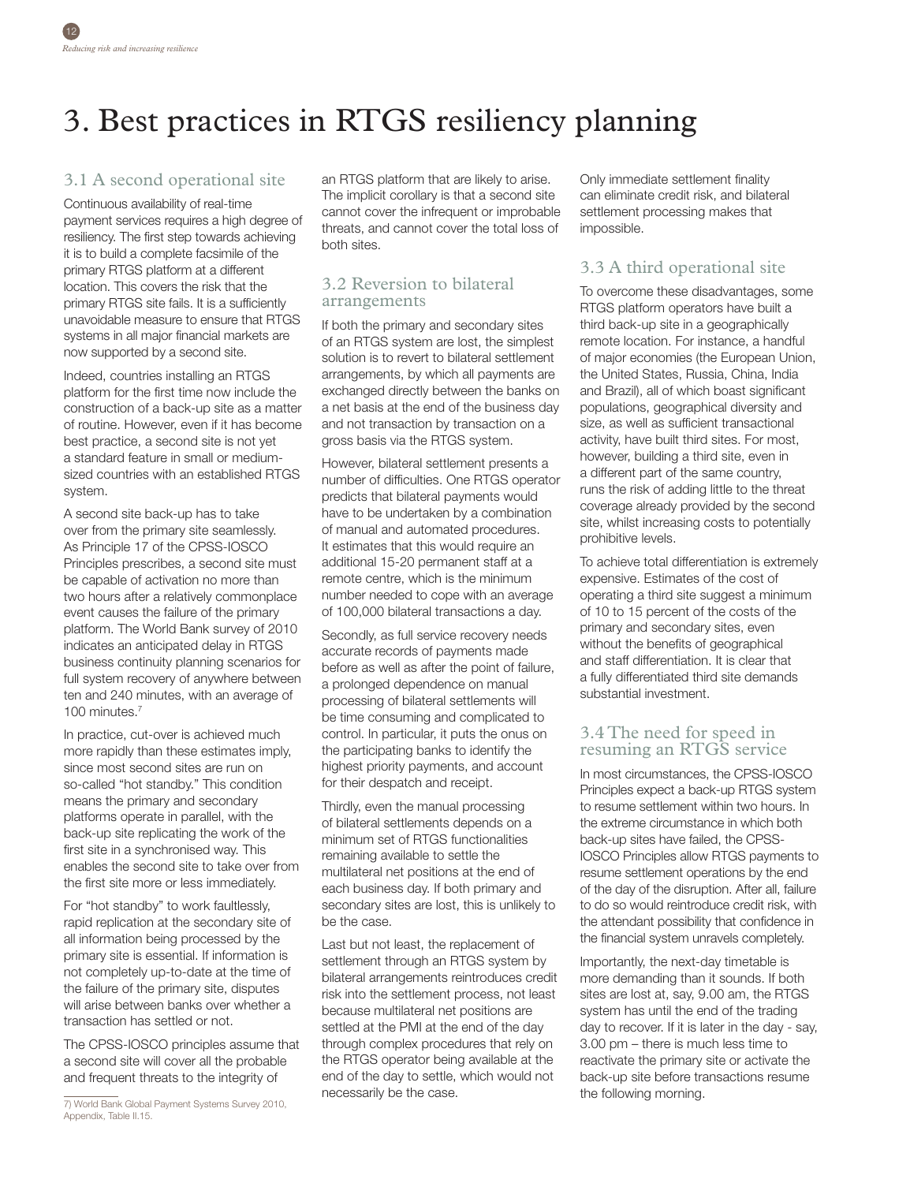# 3. Best practices in RTGS resiliency planning

## 3.1 A second operational site

Continuous availability of real-time payment services requires a high degree of resiliency. The first step towards achieving it is to build a complete facsimile of the primary RTGS platform at a different location. This covers the risk that the primary RTGS site fails. It is a sufficiently unavoidable measure to ensure that RTGS systems in all major financial markets are now supported by a second site.

Indeed, countries installing an RTGS platform for the first time now include the construction of a back-up site as a matter of routine. However, even if it has become best practice, a second site is not yet a standard feature in small or medium-sized countries with an established RTGS system.

A second site back-up has to take over from the primary site seamlessly. As Principle 17 of the CPSS-IOSCO Principles prescribes, a second site must be capable of activation no more than two hours after a relatively commonplace event causes the failure of the primary platform. The World Bank survey of 2010 indicates an anticipated delay in RTGS business continuity planning scenarios for full system recovery of anywhere between ten and 240 minutes, with an average of 100 minutes.[7]

In practice, cut-over is achieved much more rapidly than these estimates imply, since most second sites are run on so-called "hot standby." This condition means the primary and secondary platforms operate in parallel, with the back-up site replicating the work of the first site in a synchronised way. This enables the second site to take over from the first site more or less immediately.

For "hot standby" to work faultlessly, rapid replication at the secondary site of all information being processed by the primary site is essential. If information is not completely up-to-date at the time of the failure of the primary site, disputes will arise between banks over whether a transaction has settled or not.

The CPSS-IOSCO principles assume that a second site will cover all the probable and frequent threats to the integrity of an RTGS platform that are likely to arise. The implicit corollary is that a second site cannot cover the infrequent or improbable threats, and cannot cover the total loss of both sites.

## 3.2 Reversion to bilateral arrangements

If both the primary and secondary sites of an RTGS system are lost, the simplest solution is to revert to bilateral settlement arrangements, by which all payments are exchanged directly between the banks on a net basis at the end of the business day and not transaction by transaction on a gross basis via the RTGS system.

However, bilateral settlement presents a number of difficulties. One RTGS operator predicts that bilateral payments would have to be undertaken by a combination of manual and automated procedures. It estimates that this would require an additional 15-20 permanent staff at a remote centre, which is the minimum number needed to cope with an average of 100,000 bilateral transactions a day.

Secondly, as full service recovery needs accurate records of payments made before as well as after the point of failure, a prolonged dependence on manual processing of bilateral settlements will be time consuming and complicated to control. In particular, it puts the onus on the participating banks to identify the highest priority payments, and account for their despatch and receipt.

Thirdly, even the manual processing of bilateral settlements depends on a minimum set of RTGS functionalities remaining available to settle the multilateral net positions at the end of each business day. If both primary and secondary sites are lost, this is unlikely to be the case.

Last but not least, the replacement of settlement through an RTGS system by bilateral arrangements reintroduces credit risk into the settlement process, not least because multilateral net positions are settled at the PMI at the end of the day through complex procedures that rely on the RTGS operator being available at the end of the day to settle, which would not necessarily be the case.

Only immediate settlement finality can eliminate credit risk, and bilateral settlement processing makes that impossible.

## 3.3 A third operational site

To overcome these disadvantages, some RTGS platform operators have built a third back-up site in a geographically remote location. For instance, a handful of major economies (the European Union, the United States, Russia, China, India and Brazil), all of which boast significant populations, geographical diversity and size, as well as sufficient transactional activity, have built third sites. For most, however, building a third site, even in a different part of the same country, runs the risk of adding little to the threat coverage already provided by the second site, whilst increasing costs to potentially prohibitive levels.

To achieve total differentiation is extremely expensive. Estimates of the cost of operating a third site suggest a minimum of 10 to 15 percent of the costs of the primary and secondary sites, even without the benefits of geographical and staff differentiation. It is clear that a fully differentiated third site demands substantial investment.

## 3.4 The need for speed in resuming an RTGS service

In most circumstances, the CPSS-IOSCO Principles expect a back-up RTGS system to resume settlement within two hours. In the extreme circumstance in which both back-up sites have failed, the CPSS-IOSCO Principles allow RTGS payments to resume settlement operations by the end of the day of the disruption. After all, failure to do so would reintroduce credit risk, with the attendant possibility that confidence in the financial system unravels completely.

Importantly, the next-day timetable is more demanding than it sounds. If both sites are lost at, say, 9.00 am, the RTGS system has until the end of the trading day to recover. If it is later in the day - say, 3.00 pm – there is much less time to reactivate the primary site or activate the back-up site before transactions resume the following morning.

7) World Bank Global Payment Systems Survey 2010, Appendix, Table II.15.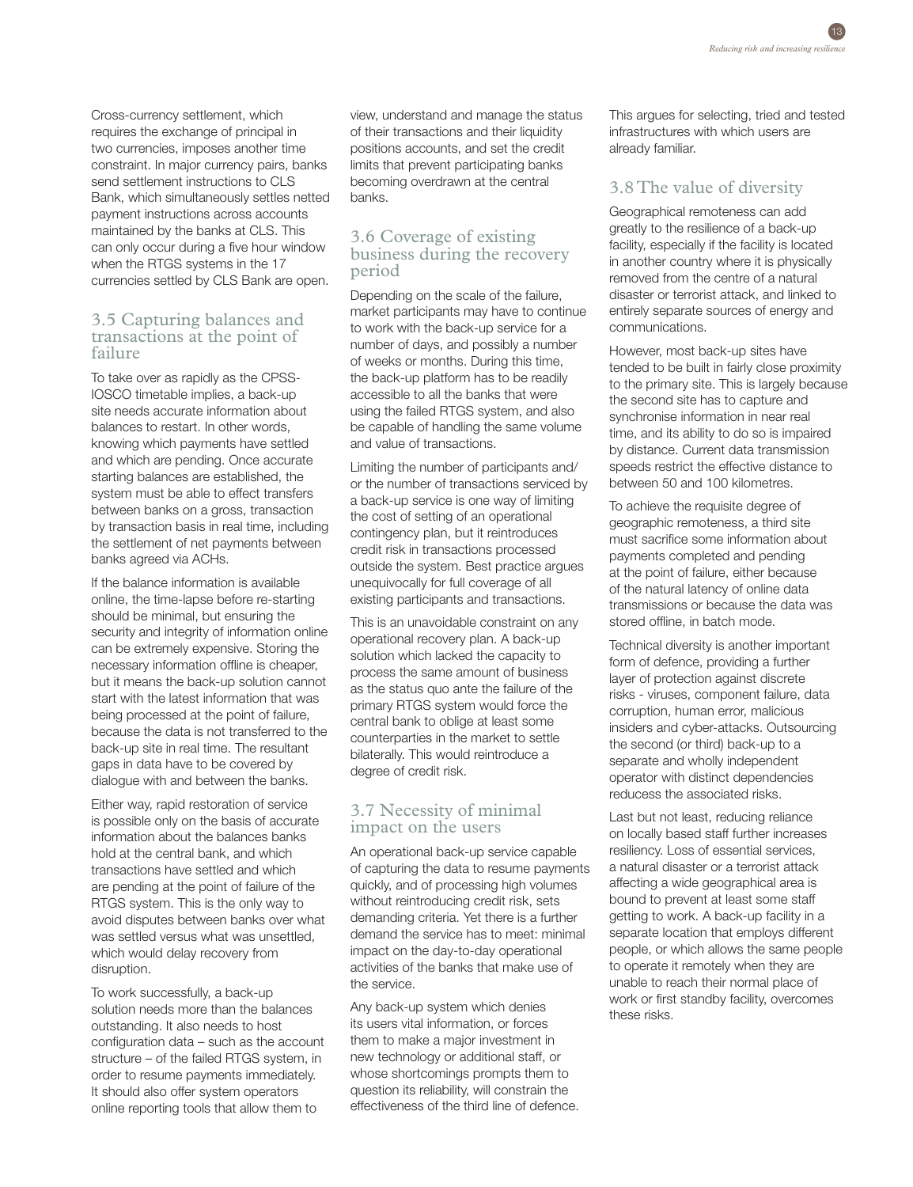Cross-currency settlement, which requires the exchange of principal in two currencies, imposes another time constraint. In major currency pairs, banks send settlement instructions to CLS Bank, which simultaneously settles netted payment instructions across accounts maintained by the banks at CLS. This can only occur during a five hour window when the RTGS systems in the 17 currencies settled by CLS Bank are open.

## 3.5 Capturing balances and transactions at the point of failure

To take over as rapidly as the CPSS-IOSCO timetable implies, a back-up site needs accurate information about balances to restart. In other words, knowing which payments have settled and which are pending. Once accurate starting balances are established, the system must be able to effect transfers between banks on a gross, transaction by transaction basis in real time, including the settlement of net payments between banks agreed via ACHs.

If the balance information is available online, the time-lapse before re-starting should be minimal, but ensuring the security and integrity of information online can be extremely expensive. Storing the necessary information offline is cheaper, but it means the back-up solution cannot start with the latest information that was being processed at the point of failure, because the data is not transferred to the back-up site in real time. The resultant gaps in data have to be covered by dialogue with and between the banks.

Either way, rapid restoration of service is possible only on the basis of accurate information about the balances banks hold at the central bank, and which transactions have settled and which are pending at the point of failure of the RTGS system. This is the only way to avoid disputes between banks over what was settled versus what was unsettled, which would delay recovery from disruption.

To work successfully, a back-up solution needs more than the balances outstanding. It also needs to host configuration data – such as the account structure – of the failed RTGS system, in order to resume payments immediately. It should also offer system operators online reporting tools that allow them to view, understand and manage the status of their transactions and their liquidity positions accounts, and set the credit limits that prevent participating banks becoming overdrawn at the central banks.

## 3.6 Coverage of existing business during the recovery period

Depending on the scale of the failure, market participants may have to continue to work with the back-up service for a number of days, and possibly a number of weeks or months. During this time, the back-up platform has to be readily accessible to all the banks that were using the failed RTGS system, and also be capable of handling the same volume and value of transactions.

Limiting the number of participants and/or the number of transactions serviced by a back-up service is one way of limiting the cost of setting of an operational contingency plan, but it reintroduces credit risk in transactions processed outside the system. Best practice argues unequivocally for full coverage of all existing participants and transactions.

This is an unavoidable constraint on any operational recovery plan. A back-up solution which lacked the capacity to process the same amount of business as the status quo ante the failure of the primary RTGS system would force the central bank to oblige at least some counterparties in the market to settle bilaterally. This would reintroduce a degree of credit risk.

## 3.7 Necessity of minimal impact on the users

An operational back-up service capable of capturing the data to resume payments quickly, and of processing high volumes without reintroducing credit risk, sets demanding criteria. Yet there is a further demand the service has to meet: minimal impact on the day-to-day operational activities of the banks that make use of the service.

Any back-up system which denies its users vital information, or forces them to make a major investment in new technology or additional staff, or whose shortcomings prompts them to question its reliability, will constrain the effectiveness of the third line of defence. This argues for selecting, tried and tested infrastructures with which users are already familiar.

## 3.8 The value of diversity

Geographical remoteness can add greatly to the resilience of a back-up facility, especially if the facility is located in another country where it is physically removed from the centre of a natural disaster or terrorist attack, and linked to entirely separate sources of energy and communications.

However, most back-up sites have tended to be built in fairly close proximity to the primary site. This is largely because the second site has to capture and synchronise information in near real time, and its ability to do so is impaired by distance. Current data transmission speeds restrict the effective distance to between 50 and 100 kilometres.

To achieve the requisite degree of geographic remoteness, a third site must sacrifice some information about payments completed and pending at the point of failure, either because of the natural latency of online data transmissions or because the data was stored offline, in batch mode.

Technical diversity is another important form of defence, providing a further layer of protection against discrete risks - viruses, component failure, data corruption, human error, malicious insiders and cyber-attacks. Outsourcing the second (or third) back-up to a separate and wholly independent operator with distinct dependencies reducess the associated risks.

Last but not least, reducing reliance on locally based staff further increases resiliency. Loss of essential services, a natural disaster or a terrorist attack affecting a wide geographical area is bound to prevent at least some staff getting to work. A back-up facility in a separate location that employs different people, or which allows the same people to operate it remotely when they are unable to reach their normal place of work or first standby facility, overcomes these risks.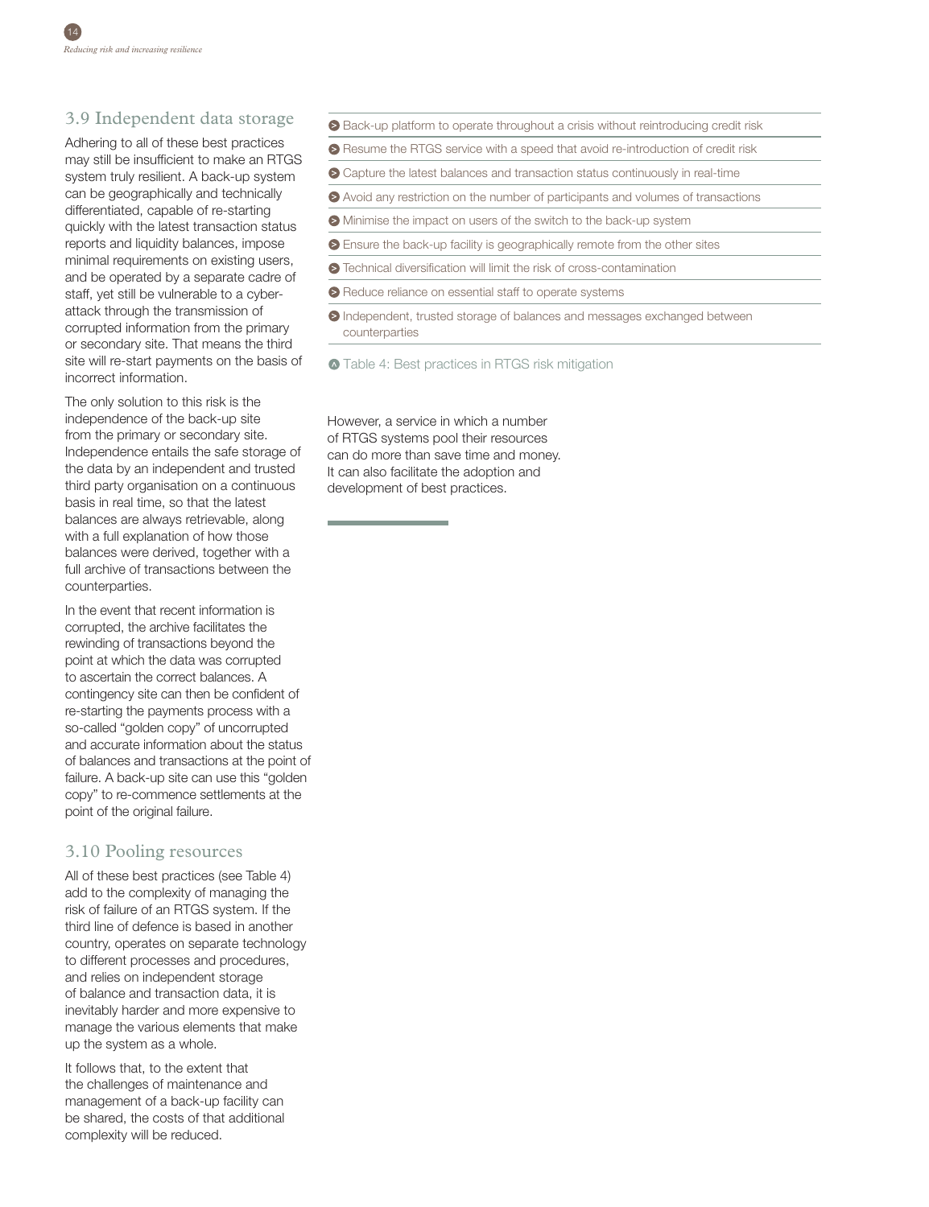## 3.9 Independent data storage

Adhering to all of these best practices may still be insufficient to make an RTGS system truly resilient. A back-up system can be geographically and technically differentiated, capable of re-starting quickly with the latest transaction status reports and liquidity balances, impose minimal requirements on existing users, and be operated by a separate cadre of staff, yet still be vulnerable to a cyber-attack through the transmission of corrupted information from the primary or secondary site. That means the third site will re-start payments on the basis of incorrect information.

The only solution to this risk is the independence of the back-up site from the primary or secondary site. Independence entails the safe storage of the data by an independent and trusted third party organisation on a continuous basis in real time, so that the latest balances are always retrievable, along with a full explanation of how those balances were derived, together with a full archive of transactions between the counterparties.

In the event that recent information is corrupted, the archive facilitates the rewinding of transactions beyond the point at which the data was corrupted to ascertain the correct balances. A contingency site can then be confident of re-starting the payments process with a so-called "golden copy" of uncorrupted and accurate information about the status of balances and transactions at the point of failure. A back-up site can use this "golden copy" to re-commence settlements at the point of the original failure.

## 3.10 Pooling resources

All of these best practices (see Table 4) add to the complexity of managing the risk of failure of an RTGS system. If the third line of defence is based in another country, operates on separate technology to different processes and procedures, and relies on independent storage of balance and transaction data, it is inevitably harder and more expensive to manage the various elements that make up the system as a whole.

It follows that, to the extent that the challenges of maintenance and management of a back-up facility can be shared, the costs of that additional complexity will be reduced.

- Back-up platform to operate throughout a crisis without reintroducing credit risk
- Resume the RTGS service with a speed that avoid re-introduction of credit risk
- Capture the latest balances and transaction status continuously in real-time
- Avoid any restriction on the number of participants and volumes of transactions
- Minimise the impact on users of the switch to the back-up system
- Ensure the back-up facility is geographically remote from the other sites
- Technical diversification will limit the risk of cross-contamination
- Reduce reliance on essential staff to operate systems
- Independent, trusted storage of balances and messages exchanged between counterparties

Table 4: Best practices in RTGS risk mitigation

However, a service in which a number of RTGS systems pool their resources can do more than save time and money. It can also facilitate the adoption and development of best practices.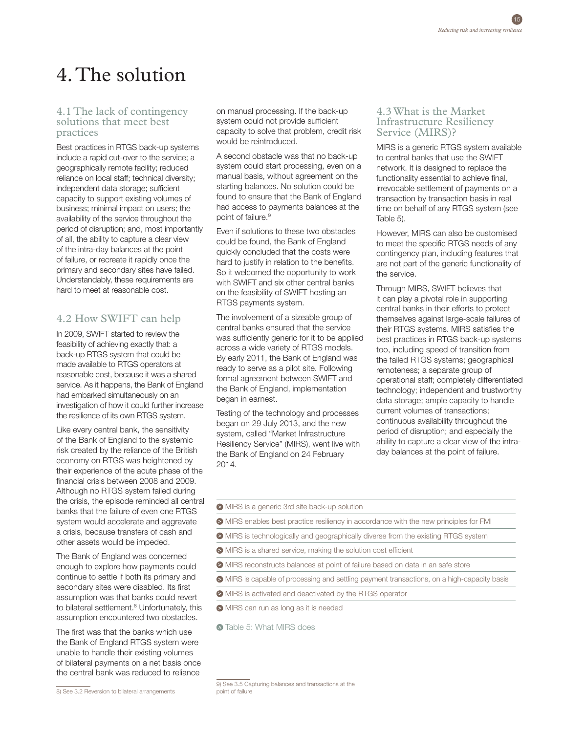# 4. The solution

## 4.1 The lack of contingency solutions that meet best practices

Best practices in RTGS back-up systems include a rapid cut-over to the service; a geographically remote facility; reduced reliance on local staff; technical diversity; independent data storage; sufficient capacity to support existing volumes of business; minimal impact on users; the availability of the service throughout the period of disruption; and, most importantly of all, the ability to capture a clear view of the intra-day balances at the point of failure, or recreate it rapidly once the primary and secondary sites have failed. Understandably, these requirements are hard to meet at reasonable cost.

## 4.2 How SWIFT can help

In 2009, SWIFT started to review the feasibility of achieving exactly that: a back-up RTGS system that could be made available to RTGS operators at reasonable cost, because it was a shared service. As it happens, the Bank of England had embarked simultaneously on an investigation of how it could further increase the resilience of its own RTGS system.

Like every central bank, the sensitivity of the Bank of England to the systemic risk created by the reliance of the British economy on RTGS was heightened by their experience of the acute phase of the financial crisis between 2008 and 2009. Although no RTGS system failed during the crisis, the episode reminded all central banks that the failure of even one RTGS system would accelerate and aggravate a crisis, because transfers of cash and other assets would be impeded.

The Bank of England was concerned enough to explore how payments could continue to settle if both its primary and secondary sites were disabled. Its first assumption was that banks could revert to bilateral settlement.[8] Unfortunately, this assumption encountered two obstacles.

The first was that the banks which use the Bank of England RTGS system were unable to handle their existing volumes of bilateral payments on a net basis once the central bank was reduced to reliance on manual processing. If the back-up system could not provide sufficient capacity to solve that problem, credit risk would be reintroduced.

A second obstacle was that no back-up system could start processing, even on a manual basis, without agreement on the starting balances. No solution could be found to ensure that the Bank of England had access to payments balances at the point of failure.[9]

Even if solutions to these two obstacles could be found, the Bank of England quickly concluded that the costs were hard to justify in relation to the benefits. So it welcomed the opportunity to work with SWIFT and six other central banks on the feasibility of SWIFT hosting an RTGS payments system.

The involvement of a sizeable group of central banks ensured that the service was sufficiently generic for it to be applied across a wide variety of RTGS models. By early 2011, the Bank of England was ready to serve as a pilot site. Following formal agreement between SWIFT and the Bank of England, implementation began in earnest.

Testing of the technology and processes began on 29 July 2013, and the new system, called "Market Infrastructure Resiliency Service" (MIRS), went live with the Bank of England on 24 February 2014.

## 4.3 What is the Market Infrastructure Resiliency Service (MIRS)?

MIRS is a generic RTGS system available to central banks that use the SWIFT network. It is designed to replace the functionality essential to achieve final, irrevocable settlement of payments on a transaction by transaction basis in real time on behalf of any RTGS system (see Table 5).

However, MIRS can also be customised to meet the specific RTGS needs of any contingency plan, including features that are not part of the generic functionality of the service.

Through MIRS, SWIFT believes that it can play a pivotal role in supporting central banks in their efforts to protect themselves against large-scale failures of their RTGS systems. MIRS satisfies the best practices in RTGS back-up systems too, including speed of transition from the failed RTGS systems; geographical remoteness; a separate group of operational staff; completely differentiated technology; independent and trustworthy data storage; ample capacity to handle current volumes of transactions; continuous availability throughout the period of disruption; and especially the ability to capture a clear view of the intra-day balances at the point of failure.

- MIRS is a generic 3rd site back-up solution
- MIRS enables best practice resiliency in accordance with the new principles for FMI
- MIRS is technologically and geographically diverse from the existing RTGS system
- MIRS is a shared service, making the solution cost efficient
- MIRS reconstructs balances at point of failure based on data in an safe store
- MIRS is capable of processing and settling payment transactions, on a high-capacity basis
- MIRS is activated and deactivated by the RTGS operator
- MIRS can run as long as it is needed

Table 5: What MIRS does

8) See 3.2 Reversion to bilateral arrangements

9) See 3.5 Capturing balances and transactions at the point of failure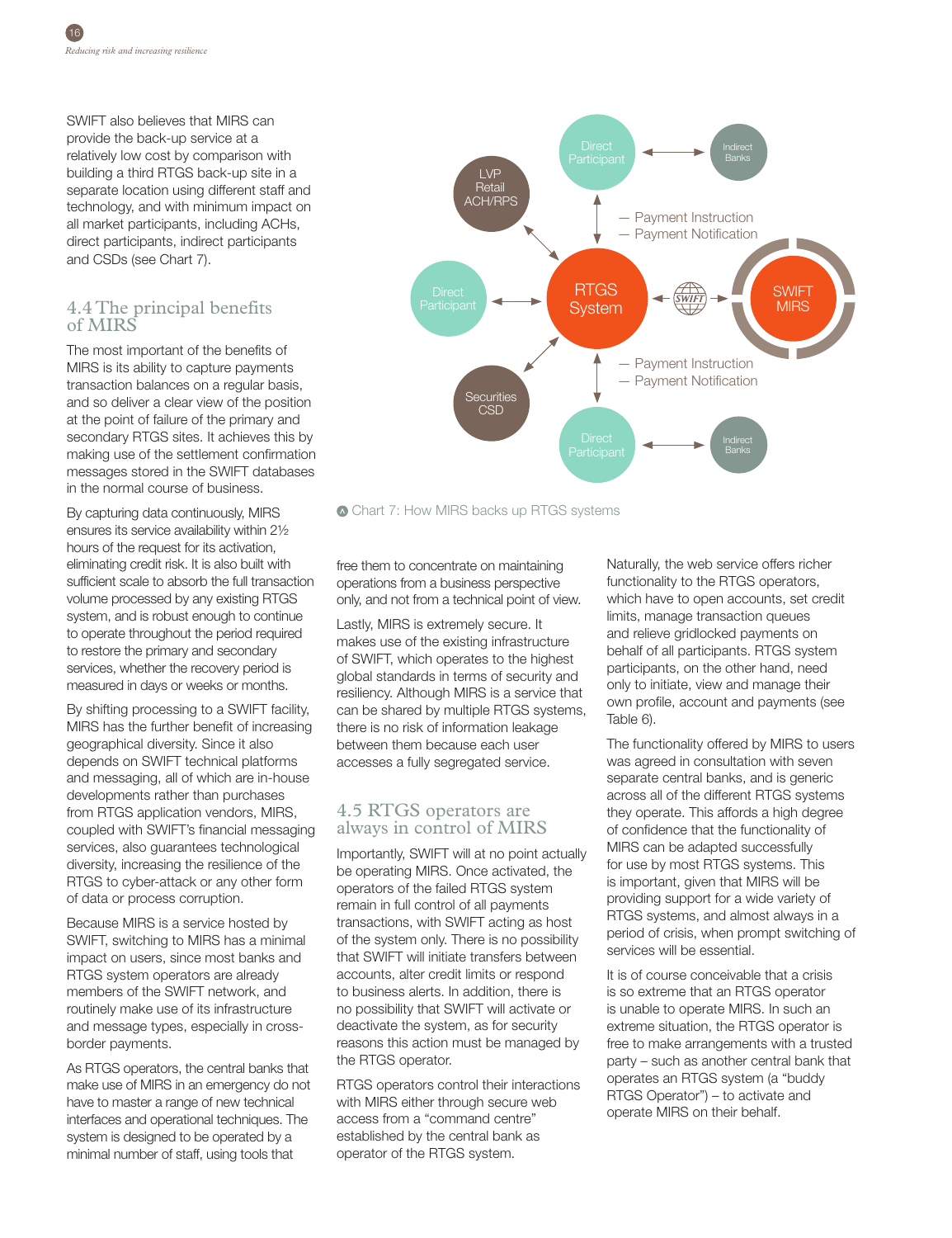SWIFT also believes that MIRS can provide the back-up service at a relatively low cost by comparison with building a third RTGS back-up site in a separate location using different staff and technology, and with minimum impact on all market participants, including ACHs, direct participants, indirect participants and CSDs (see Chart 7).

## 4.4 The principal benefits of MIRS

The most important of the benefits of MIRS is its ability to capture payments transaction balances on a regular basis, and so deliver a clear view of the position at the point of failure of the primary and secondary RTGS sites. It achieves this by making use of the settlement confirmation messages stored in the SWIFT databases in the normal course of business.

By capturing data continuously, MIRS ensures its service availability within 2½ hours of the request for its activation, eliminating credit risk. It is also built with sufficient scale to absorb the full transaction volume processed by any existing RTGS system, and is robust enough to continue to operate throughout the period required to restore the primary and secondary services, whether the recovery period is measured in days or weeks or months.

By shifting processing to a SWIFT facility, MIRS has the further benefit of increasing geographical diversity. Since it also depends on SWIFT technical platforms and messaging, all of which are in-house developments rather than purchases from RTGS application vendors, MIRS, coupled with SWIFT's financial messaging services, also guarantees technological diversity, increasing the resilience of the RTGS to cyber-attack or any other form of data or process corruption.

Because MIRS is a service hosted by SWIFT, switching to MIRS has a minimal impact on users, since most banks and RTGS system operators are already members of the SWIFT network, and routinely make use of its infrastructure and message types, especially in cross-border payments.

As RTGS operators, the central banks that make use of MIRS in an emergency do not have to master a range of new technical interfaces and operational techniques. The system is designed to be operated by a minimal number of staff, using tools that free them to concentrate on maintaining operations from a business perspective only, and not from a technical point of view.

Lastly, MIRS is extremely secure. It makes use of the existing infrastructure of SWIFT, which operates to the highest global standards in terms of security and resiliency. Although MIRS is a service that can be shared by multiple RTGS systems, there is no risk of information leakage between them because each user accesses a fully segregated service.

Chart 7: How MIRS backs up RTGS systems

## 4.5 RTGS operators are always in control of MIRS

Importantly, SWIFT will at no point actually be operating MIRS. Once activated, the operators of the failed RTGS system remain in full control of all payments transactions, with SWIFT acting as host of the system only. There is no possibility that SWIFT will initiate transfers between accounts, alter credit limits or respond to business alerts. In addition, there is no possibility that SWIFT will activate or deactivate the system, as for security reasons this action must be managed by the RTGS operator.

RTGS operators control their interactions with MIRS either through secure web access from a "command centre" established by the central bank as operator of the RTGS system.

Naturally, the web service offers richer functionality to the RTGS operators, which have to open accounts, set credit limits, manage transaction queues and relieve gridlocked payments on behalf of all participants. RTGS system participants, on the other hand, need only to initiate, view and manage their own profile, account and payments (see Table 6).

The functionality offered by MIRS to users was agreed in consultation with seven separate central banks, and is generic across all of the different RTGS systems they operate. This affords a high degree of confidence that the functionality of MIRS can be adapted successfully for use by most RTGS systems. This is important, given that MIRS will be providing support for a wide variety of RTGS systems, and almost always in a period of crisis, when prompt switching of services will be essential.

It is of course conceivable that a crisis is so extreme that an RTGS operator is unable to operate MIRS. In such an extreme situation, the RTGS operator is free to make arrangements with a trusted party – such as another central bank that operates an RTGS system (a "buddy RTGS Operator") – to activate and operate MIRS on their behalf.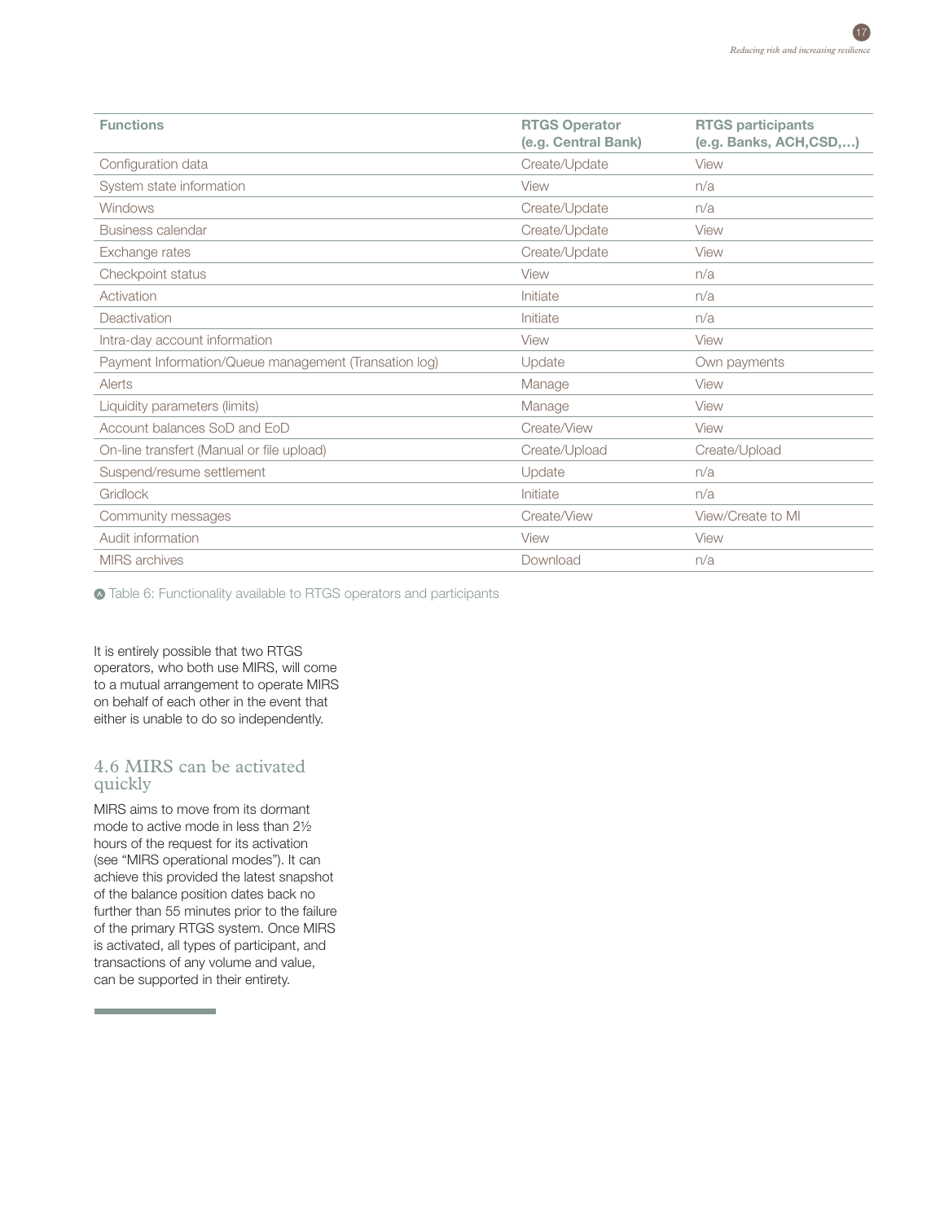| Functions | RTGS Operator (e.g. Central Bank) | RTGS participants (e.g. Banks, ACH,CSD,…) |
|---|---|---|
| Configuration data | Create/Update | View |
| System state information | View | n/a |
| Windows | Create/Update | n/a |
| Business calendar | Create/Update | View |
| Exchange rates | Create/Update | View |
| Checkpoint status | View | n/a |
| Activation | Initiate | n/a |
| Deactivation | Initiate | n/a |
| Intra-day account information | View | View |
| Payment Information/Queue management (Transation log) | Update | Own payments |
| Alerts | Manage | View |
| Liquidity parameters (limits) | Manage | View |
| Account balances SoD and EoD | Create/View | View |
| On-line transfert (Manual or file upload) | Create/Upload | Create/Upload |
| Suspend/resume settlement | Update | n/a |
| Gridlock | Initiate | n/a |
| Community messages | Create/View | View/Create to MI |
| Audit information | View | View |
| MIRS archives | Download | n/a |

Table 6: Functionality available to RTGS operators and participants

It is entirely possible that two RTGS operators, who both use MIRS, will come to a mutual arrangement to operate MIRS on behalf of each other in the event that either is unable to do so independently.

## 4.6 MIRS can be activated quickly

MIRS aims to move from its dormant mode to active mode in less than 2½ hours of the request for its activation (see "MIRS operational modes"). It can achieve this provided the latest snapshot of the balance position dates back no further than 55 minutes prior to the failure of the primary RTGS system. Once MIRS is activated, all types of participant, and transactions of any volume and value, can be supported in their entirety.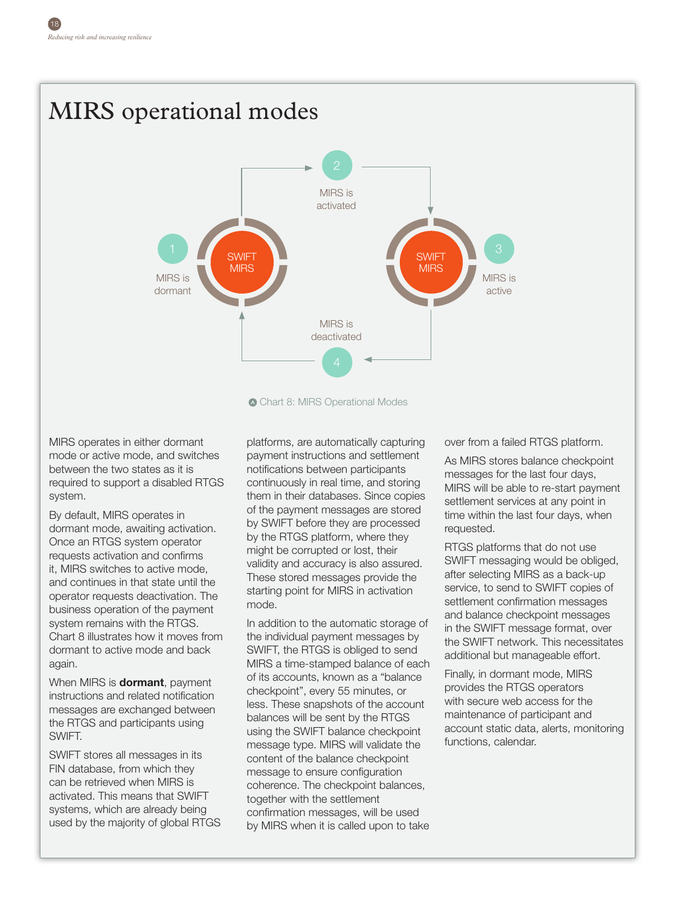# MIRS operational modes

1 MIRS is dormant

2 MIRS is activated

3 MIRS is active

4 MIRS is deactivated

Chart 8: MIRS Operational Modes

MIRS operates in either dormant mode or active mode, and switches between the two states as it is required to support a disabled RTGS system.

By default, MIRS operates in dormant mode, awaiting activation. Once an RTGS system operator requests activation and confirms it, MIRS switches to active mode, and continues in that state until the operator requests deactivation. The business operation of the payment system remains with the RTGS. Chart 8 illustrates how it moves from dormant to active mode and back again.

When MIRS is **dormant**, payment instructions and related notification messages are exchanged between the RTGS and participants using SWIFT.

SWIFT stores all messages in its FIN database, from which they can be retrieved when MIRS is activated. This means that SWIFT systems, which are already being used by the majority of global RTGS platforms, are automatically capturing payment instructions and settlement notifications between participants continuously in real time, and storing them in their databases. Since copies of the payment messages are stored by SWIFT before they are processed by the RTGS platform, where they might be corrupted or lost, their validity and accuracy is also assured. These stored messages provide the starting point for MIRS in activation mode.

In addition to the automatic storage of the individual payment messages by SWIFT, the RTGS is obliged to send MIRS a time-stamped balance of each of its accounts, known as a "balance checkpoint", every 55 minutes, or less. These snapshots of the account balances will be sent by the RTGS using the SWIFT balance checkpoint message type. MIRS will validate the content of the balance checkpoint message to ensure configuration coherence. The checkpoint balances, together with the settlement confirmation messages, will be used by MIRS when it is called upon to take over from a failed RTGS platform.

As MIRS stores balance checkpoint messages for the last four days, MIRS will be able to re-start payment settlement services at any point in time within the last four days, when requested.

RTGS platforms that do not use SWIFT messaging would be obliged, after selecting MIRS as a back-up service, to send to SWIFT copies of settlement confirmation messages and balance checkpoint messages in the SWIFT message format, over the SWIFT network. This necessitates additional but manageable effort.

Finally, in dormant mode, MIRS provides the RTGS operators with secure web access for the maintenance of participant and account static data, alerts, monitoring functions, calendar.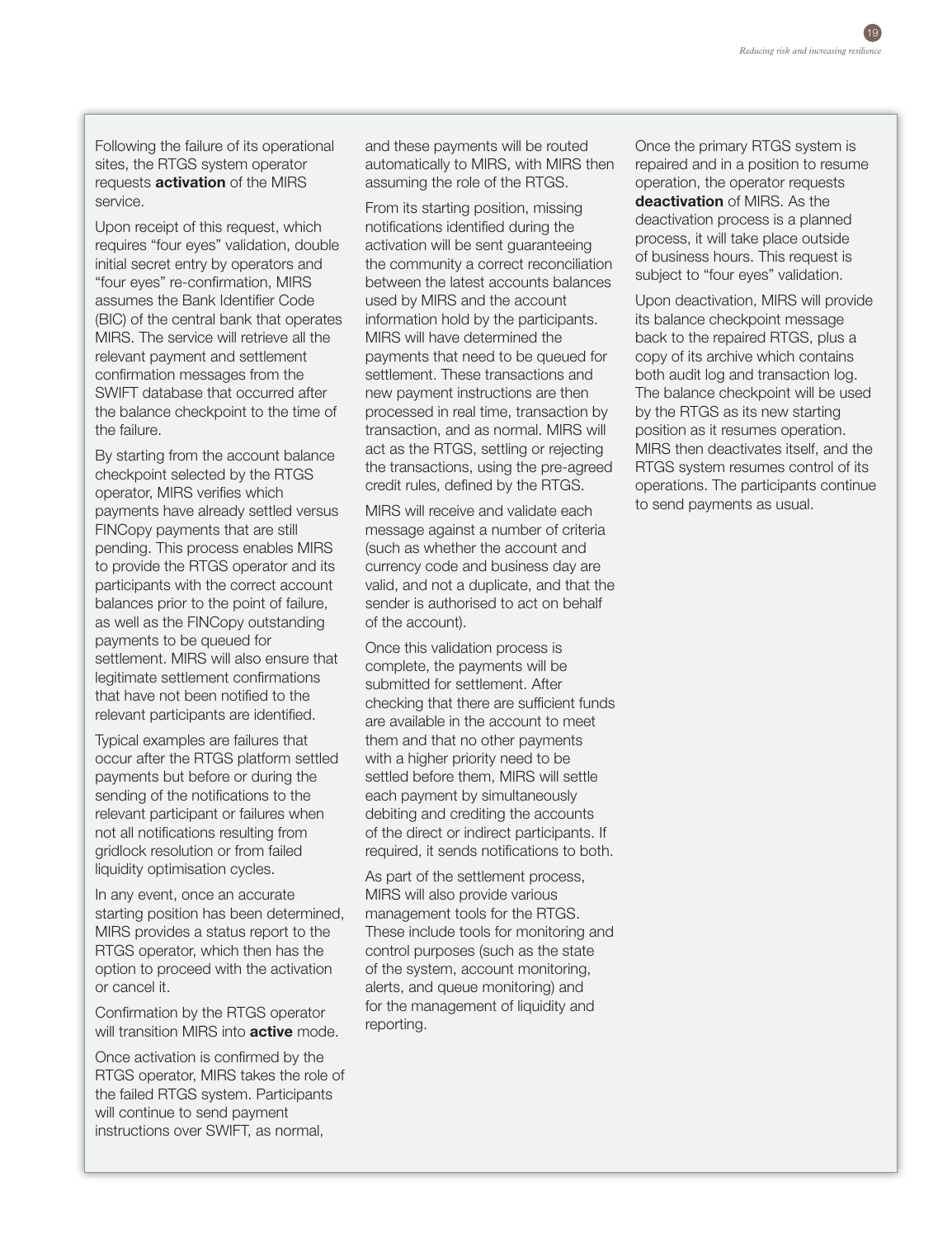Following the failure of its operational sites, the RTGS system operator requests **activation** of the MIRS service.

Upon receipt of this request, which requires "four eyes" validation, double initial secret entry by operators and "four eyes" re-confirmation, MIRS assumes the Bank Identifier Code (BIC) of the central bank that operates MIRS. The service will retrieve all the relevant payment and settlement confirmation messages from the SWIFT database that occurred after the balance checkpoint to the time of the failure.

By starting from the account balance checkpoint selected by the RTGS operator, MIRS verifies which payments have already settled versus FINCopy payments that are still pending. This process enables MIRS to provide the RTGS operator and its participants with the correct account balances prior to the point of failure, as well as the FINCopy outstanding payments to be queued for settlement. MIRS will also ensure that legitimate settlement confirmations that have not been notified to the relevant participants are identified.

Typical examples are failures that occur after the RTGS platform settled payments but before or during the sending of the notifications to the relevant participant or failures when not all notifications resulting from gridlock resolution or from failed liquidity optimisation cycles.

In any event, once an accurate starting position has been determined, MIRS provides a status report to the RTGS operator, which then has the option to proceed with the activation or cancel it.

Confirmation by the RTGS operator will transition MIRS into **active** mode.

Once activation is confirmed by the RTGS operator, MIRS takes the role of the failed RTGS system. Participants will continue to send payment instructions over SWIFT, as normal, and these payments will be routed automatically to MIRS, with MIRS then assuming the role of the RTGS.

From its starting position, missing notifications identified during the activation will be sent guaranteeing the community a correct reconciliation between the latest accounts balances used by MIRS and the account information hold by the participants. MIRS will have determined the payments that need to be queued for settlement. These transactions and new payment instructions are then processed in real time, transaction by transaction, and as normal. MIRS will act as the RTGS, settling or rejecting the transactions, using the pre-agreed credit rules, defined by the RTGS.

MIRS will receive and validate each message against a number of criteria (such as whether the account and currency code and business day are valid, and not a duplicate, and that the sender is authorised to act on behalf of the account).

Once this validation process is complete, the payments will be submitted for settlement. After checking that there are sufficient funds are available in the account to meet them and that no other payments with a higher priority need to be settled before them, MIRS will settle each payment by simultaneously debiting and crediting the accounts of the direct or indirect participants. If required, it sends notifications to both.

As part of the settlement process, MIRS will also provide various management tools for the RTGS. These include tools for monitoring and control purposes (such as the state of the system, account monitoring, alerts, and queue monitoring) and for the management of liquidity and reporting.

Once the primary RTGS system is repaired and in a position to resume operation, the operator requests **deactivation** of MIRS. As the deactivation process is a planned process, it will take place outside of business hours. This request is subject to "four eyes" validation.

Upon deactivation, MIRS will provide its balance checkpoint message back to the repaired RTGS, plus a copy of its archive which contains both audit log and transaction log. The balance checkpoint will be used by the RTGS as its new starting position as it resumes operation. MIRS then deactivates itself, and the RTGS system resumes control of its operations. The participants continue to send payments as usual.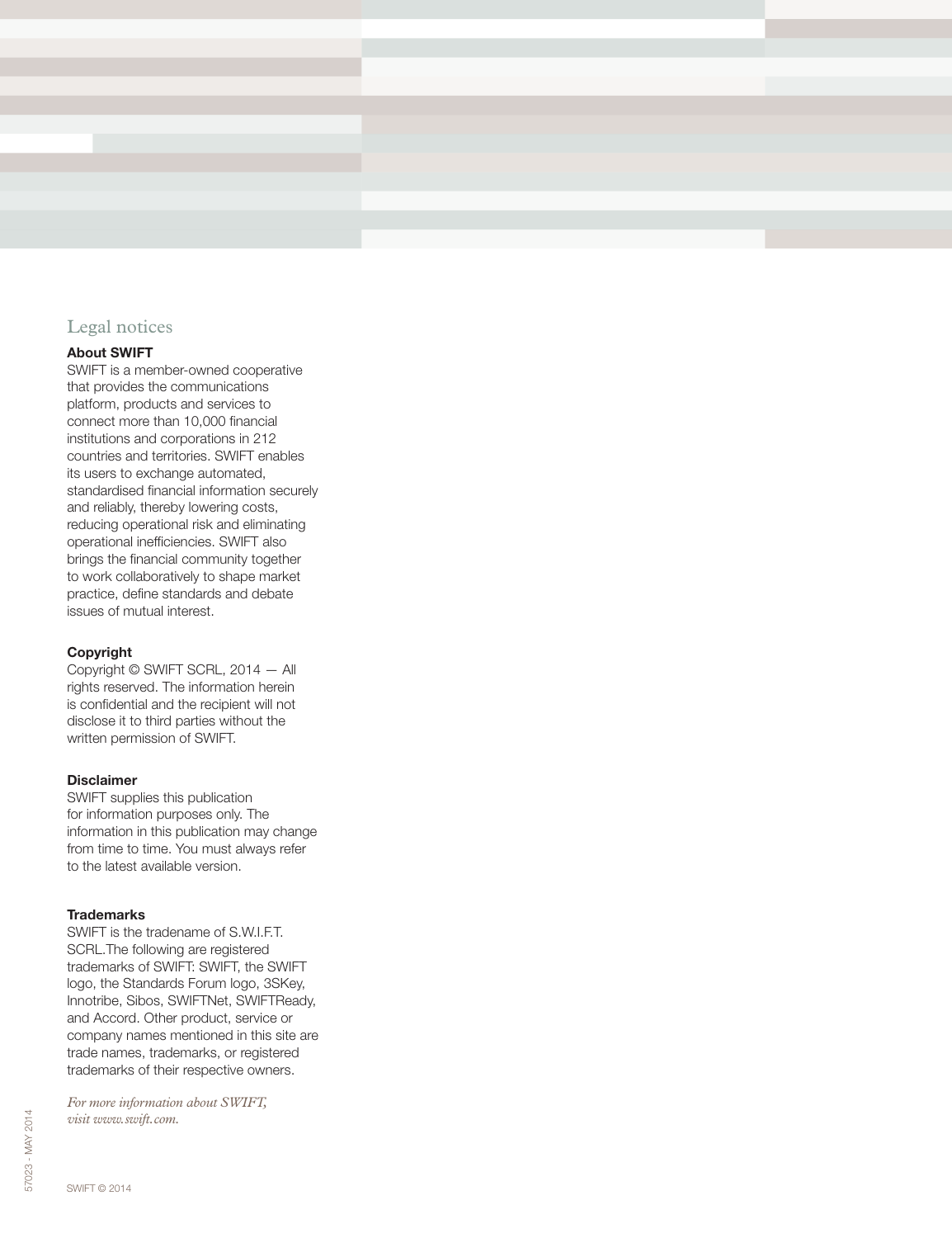## Legal notices

**About SWIFT**

SWIFT is a member-owned cooperative that provides the communications platform, products and services to connect more than 10,000 financial institutions and corporations in 212 countries and territories. SWIFT enables its users to exchange automated, standardised financial information securely and reliably, thereby lowering costs, reducing operational risk and eliminating operational inefficiencies. SWIFT also brings the financial community together to work collaboratively to shape market practice, define standards and debate issues of mutual interest.

**Copyright**

Copyright © SWIFT SCRL, 2014 — All rights reserved. The information herein is confidential and the recipient will not disclose it to third parties without the written permission of SWIFT.

**Disclaimer**

SWIFT supplies this publication for information purposes only. The information in this publication may change from time to time. You must always refer to the latest available version.

**Trademarks**

SWIFT is the tradename of S.W.I.F.T. SCRL.The following are registered trademarks of SWIFT: SWIFT, the SWIFT logo, the Standards Forum logo, 3SKey, Innotribe, Sibos, SWIFTNet, SWIFTReady, and Accord. Other product, service or company names mentioned in this site are trade names, trademarks, or registered trademarks of their respective owners.

*For more information about SWIFT, visit www.swift.com.*

57023 - MAY 2014